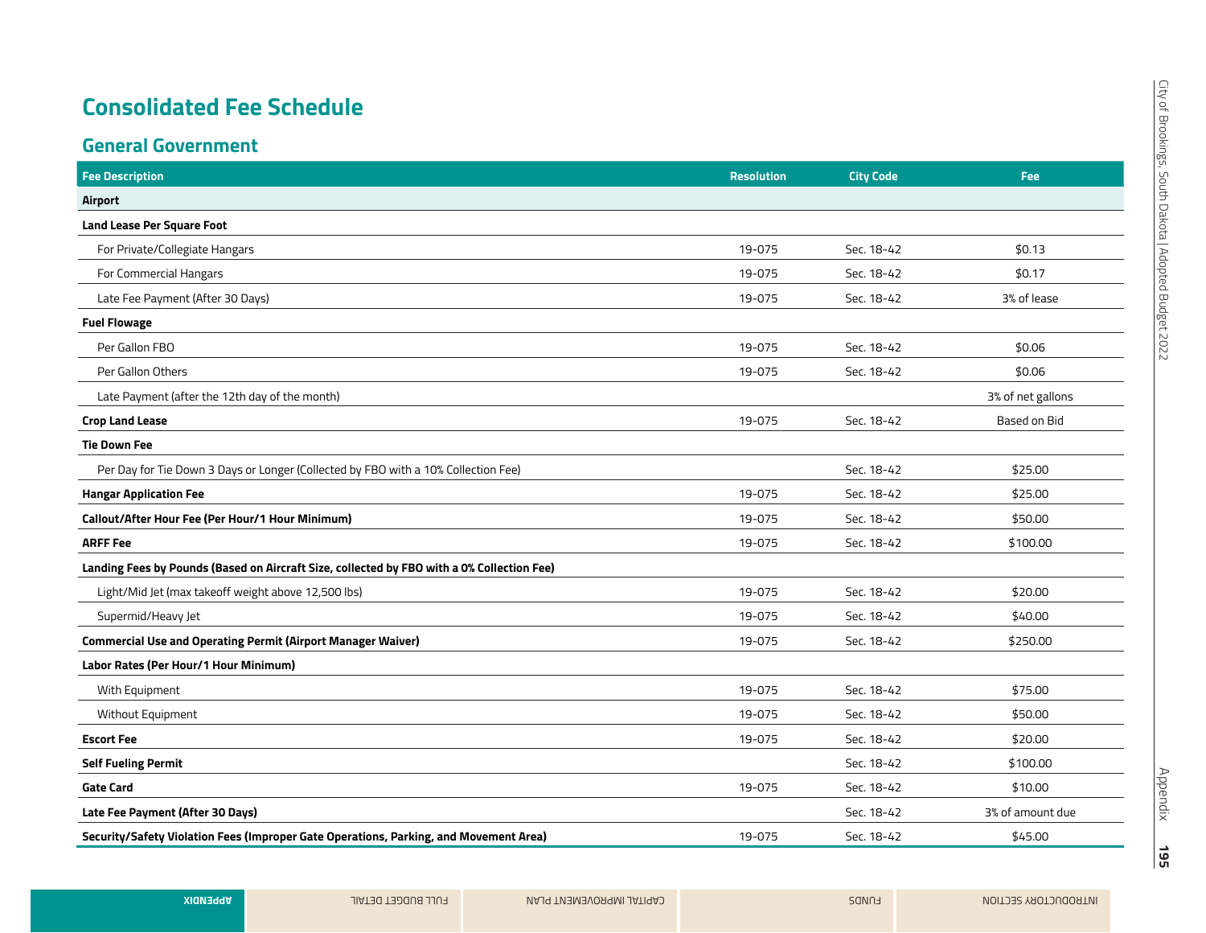# Consolidated Fee Schedule

## General Government

| Fee Description | Resolution | City Code | Fee |
|---|---|---|---|
| **Airport** | | | |
| **Land Lease Per Square Foot** | | | |
| For Private/Collegiate Hangars | 19-075 | Sec. 18-42 | $0.13 |
| For Commercial Hangars | 19-075 | Sec. 18-42 | $0.17 |
| Late Fee Payment (After 30 Days) | 19-075 | Sec. 18-42 | 3% of lease |
| **Fuel Flowage** | | | |
| Per Gallon FBO | 19-075 | Sec. 18-42 | $0.06 |
| Per Gallon Others | 19-075 | Sec. 18-42 | $0.06 |
| Late Payment (after the 12th day of the month) | | | 3% of net gallons |
| **Crop Land Lease** | 19-075 | Sec. 18-42 | Based on Bid |
| **Tie Down Fee** | | | |
| Per Day for Tie Down 3 Days or Longer (Collected by FBO with a 10% Collection Fee) | | Sec. 18-42 | $25.00 |
| **Hangar Application Fee** | 19-075 | Sec. 18-42 | $25.00 |
| **Callout/After Hour Fee (Per Hour/1 Hour Minimum)** | 19-075 | Sec. 18-42 | $50.00 |
| **ARFF Fee** | 19-075 | Sec. 18-42 | $100.00 |
| **Landing Fees by Pounds (Based on Aircraft Size, collected by FBO with a 0% Collection Fee)** | | | |
| Light/Mid Jet (max takeoff weight above 12,500 lbs) | 19-075 | Sec. 18-42 | $20.00 |
| Supermid/Heavy Jet | 19-075 | Sec. 18-42 | $40.00 |
| **Commercial Use and Operating Permit (Airport Manager Waiver)** | 19-075 | Sec. 18-42 | $250.00 |
| **Labor Rates (Per Hour/1 Hour Minimum)** | | | |
| With Equipment | 19-075 | Sec. 18-42 | $75.00 |
| Without Equipment | 19-075 | Sec. 18-42 | $50.00 |
| **Escort Fee** | 19-075 | Sec. 18-42 | $20.00 |
| **Self Fueling Permit** | | Sec. 18-42 | $100.00 |
| **Gate Card** | 19-075 | Sec. 18-42 | $10.00 |
| **Late Fee Payment (After 30 Days)** | | Sec. 18-42 | 3% of amount due |
| **Security/Safety Violation Fees (Improper Gate Operations, Parking, and Movement Area)** | 19-075 | Sec. 18-42 | $45.00 |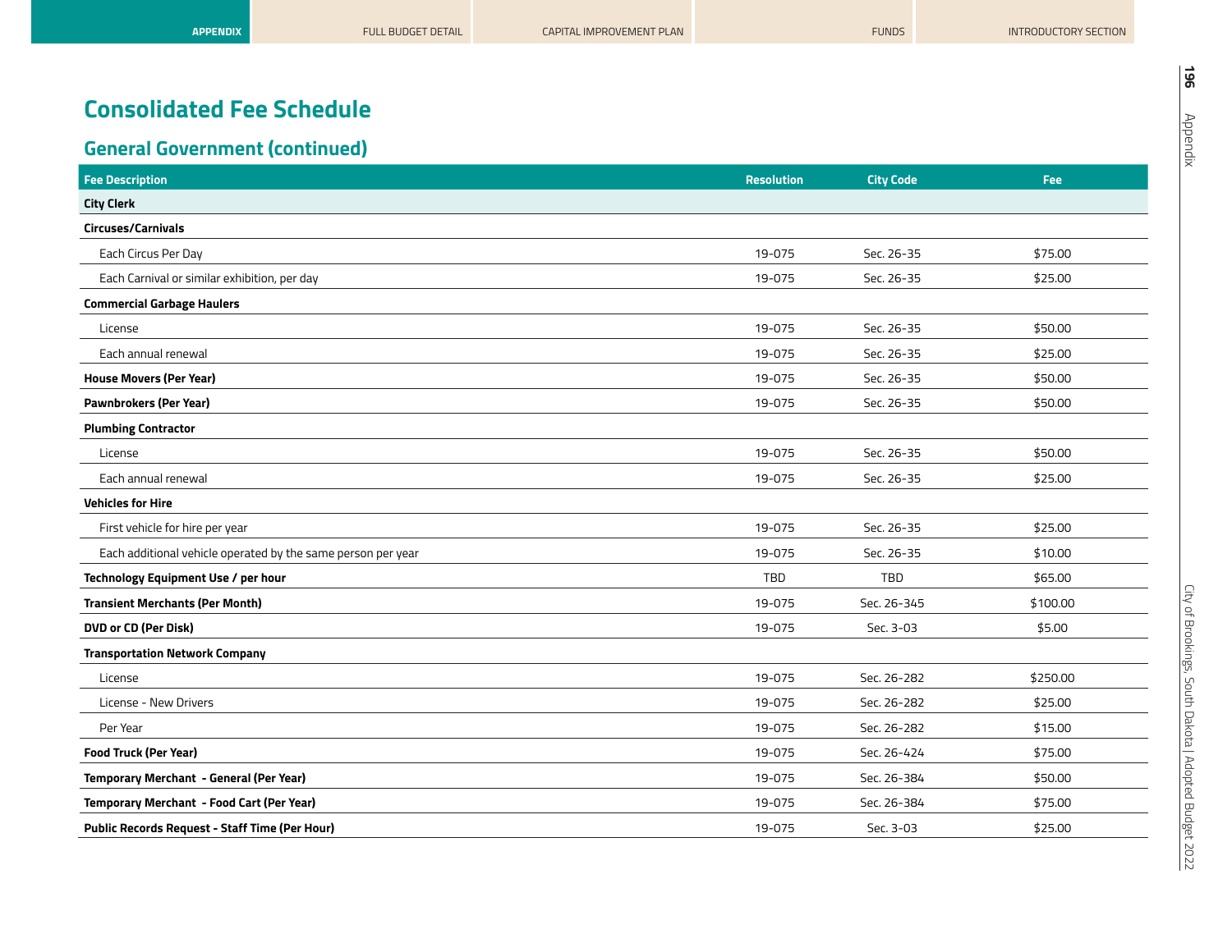# Consolidated Fee Schedule

## General Government (continued)

| Fee Description | Resolution | City Code | Fee |
|---|---|---|---|
| **City Clerk** | | | |
| **Circuses/Carnivals** | | | |
| Each Circus Per Day | 19-075 | Sec. 26-35 | $75.00 |
| Each Carnival or similar exhibition, per day | 19-075 | Sec. 26-35 | $25.00 |
| **Commercial Garbage Haulers** | | | |
| License | 19-075 | Sec. 26-35 | $50.00 |
| Each annual renewal | 19-075 | Sec. 26-35 | $25.00 |
| **House Movers (Per Year)** | 19-075 | Sec. 26-35 | $50.00 |
| **Pawnbrokers (Per Year)** | 19-075 | Sec. 26-35 | $50.00 |
| **Plumbing Contractor** | | | |
| License | 19-075 | Sec. 26-35 | $50.00 |
| Each annual renewal | 19-075 | Sec. 26-35 | $25.00 |
| **Vehicles for Hire** | | | |
| First vehicle for hire per year | 19-075 | Sec. 26-35 | $25.00 |
| Each additional vehicle operated by the same person per year | 19-075 | Sec. 26-35 | $10.00 |
| **Technology Equipment Use / per hour** | TBD | TBD | $65.00 |
| **Transient Merchants (Per Month)** | 19-075 | Sec. 26-345 | $100.00 |
| **DVD or CD (Per Disk)** | 19-075 | Sec. 3-03 | $5.00 |
| **Transportation Network Company** | | | |
| License | 19-075 | Sec. 26-282 | $250.00 |
| License - New Drivers | 19-075 | Sec. 26-282 | $25.00 |
| Per Year | 19-075 | Sec. 26-282 | $15.00 |
| **Food Truck (Per Year)** | 19-075 | Sec. 26-424 | $75.00 |
| **Temporary Merchant - General (Per Year)** | 19-075 | Sec. 26-384 | $50.00 |
| **Temporary Merchant - Food Cart (Per Year)** | 19-075 | Sec. 26-384 | $75.00 |
| **Public Records Request - Staff Time (Per Hour)** | 19-075 | Sec. 3-03 | $25.00 |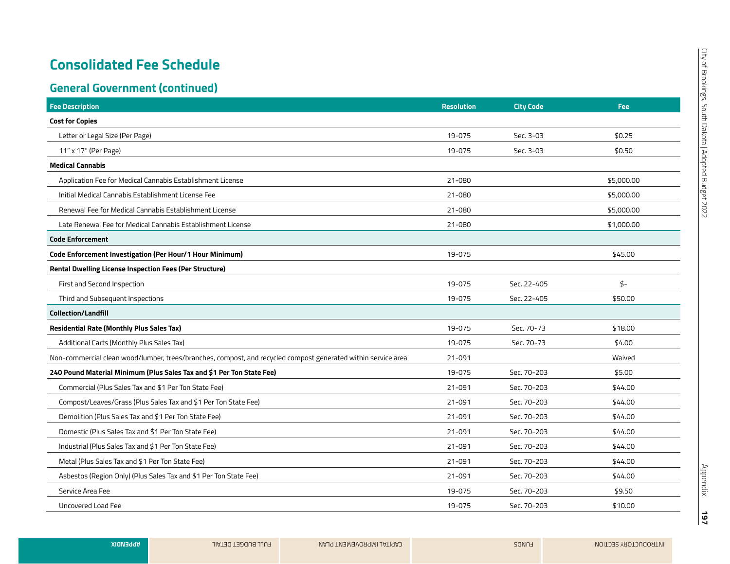# Consolidated Fee Schedule

## General Government (continued)

| Fee Description | Resolution | City Code | Fee |
|---|---|---|---|
| **Cost for Copies** | | | |
| Letter or Legal Size (Per Page) | 19-075 | Sec. 3-03 | $0.25 |
| 11" x 17" (Per Page) | 19-075 | Sec. 3-03 | $0.50 |
| **Medical Cannabis** | | | |
| Application Fee for Medical Cannabis Establishment License | 21-080 | | $5,000.00 |
| Initial Medical Cannabis Establishment License Fee | 21-080 | | $5,000.00 |
| Renewal Fee for Medical Cannabis Establishment License | 21-080 | | $5,000.00 |
| Late Renewal Fee for Medical Cannabis Establishment License | 21-080 | | $1,000.00 |
| **Code Enforcement** | | | |
| **Code Enforcement Investigation (Per Hour/1 Hour Minimum)** | 19-075 | | $45.00 |
| **Rental Dwelling License Inspection Fees (Per Structure)** | | | |
| First and Second Inspection | 19-075 | Sec. 22-405 | $- |
| Third and Subsequent Inspections | 19-075 | Sec. 22-405 | $50.00 |
| **Collection/Landfill** | | | |
| **Residential Rate (Monthly Plus Sales Tax)** | 19-075 | Sec. 70-73 | $18.00 |
| Additional Carts (Monthly Plus Sales Tax) | 19-075 | Sec. 70-73 | $4.00 |
| Non-commercial clean wood/lumber, trees/branches, compost, and recycled compost generated within service area | 21-091 | | Waived |
| **240 Pound Material Minimum (Plus Sales Tax and $1 Per Ton State Fee)** | 19-075 | Sec. 70-203 | $5.00 |
| Commercial (Plus Sales Tax and $1 Per Ton State Fee) | 21-091 | Sec. 70-203 | $44.00 |
| Compost/Leaves/Grass (Plus Sales Tax and $1 Per Ton State Fee) | 21-091 | Sec. 70-203 | $44.00 |
| Demolition (Plus Sales Tax and $1 Per Ton State Fee) | 21-091 | Sec. 70-203 | $44.00 |
| Domestic (Plus Sales Tax and $1 Per Ton State Fee) | 21-091 | Sec. 70-203 | $44.00 |
| Industrial (Plus Sales Tax and $1 Per Ton State Fee) | 21-091 | Sec. 70-203 | $44.00 |
| Metal (Plus Sales Tax and $1 Per Ton State Fee) | 21-091 | Sec. 70-203 | $44.00 |
| Asbestos (Region Only) (Plus Sales Tax and $1 Per Ton State Fee) | 21-091 | Sec. 70-203 | $44.00 |
| Service Area Fee | 19-075 | Sec. 70-203 | $9.50 |
| Uncovered Load Fee | 19-075 | Sec. 70-203 | $10.00 |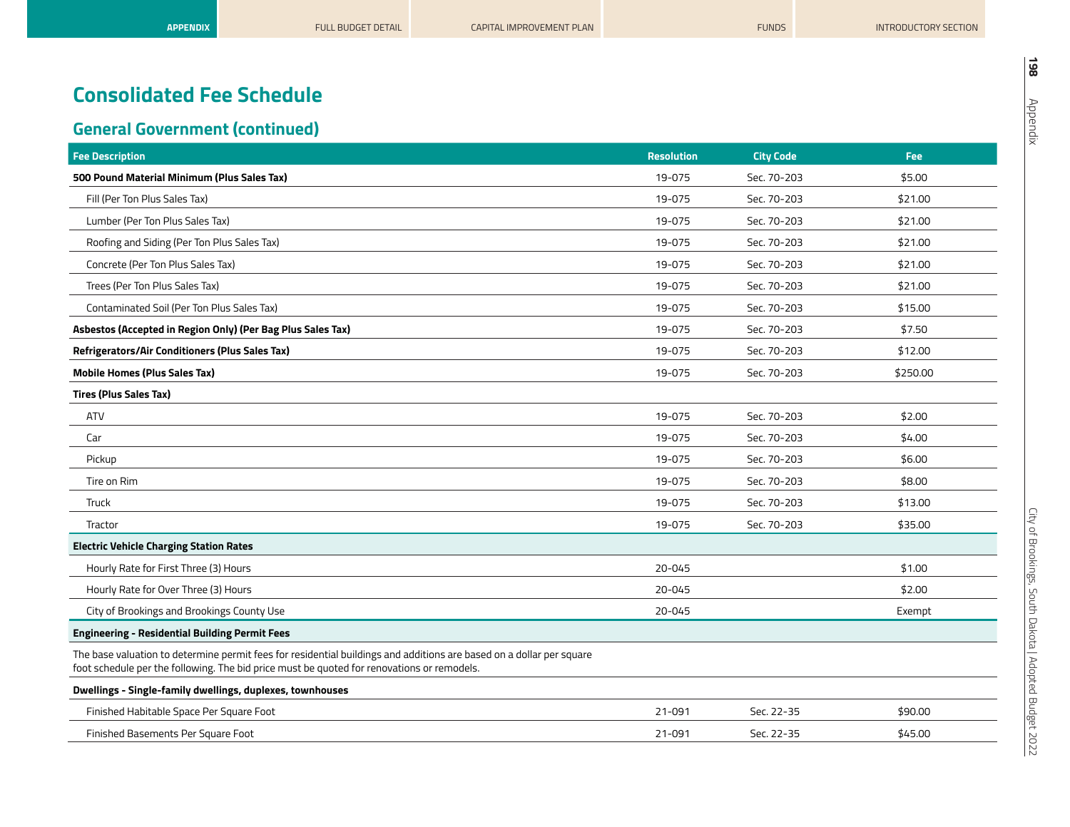# Consolidated Fee Schedule

## General Government (continued)

| Fee Description | Resolution | City Code | Fee |
|---|---|---|---|
| **500 Pound Material Minimum (Plus Sales Tax)** | 19-075 | Sec. 70-203 | $5.00 |
| Fill (Per Ton Plus Sales Tax) | 19-075 | Sec. 70-203 | $21.00 |
| Lumber (Per Ton Plus Sales Tax) | 19-075 | Sec. 70-203 | $21.00 |
| Roofing and Siding (Per Ton Plus Sales Tax) | 19-075 | Sec. 70-203 | $21.00 |
| Concrete (Per Ton Plus Sales Tax) | 19-075 | Sec. 70-203 | $21.00 |
| Trees (Per Ton Plus Sales Tax) | 19-075 | Sec. 70-203 | $21.00 |
| Contaminated Soil (Per Ton Plus Sales Tax) | 19-075 | Sec. 70-203 | $15.00 |
| **Asbestos (Accepted in Region Only) (Per Bag Plus Sales Tax)** | 19-075 | Sec. 70-203 | $7.50 |
| **Refrigerators/Air Conditioners (Plus Sales Tax)** | 19-075 | Sec. 70-203 | $12.00 |
| **Mobile Homes (Plus Sales Tax)** | 19-075 | Sec. 70-203 | $250.00 |
| **Tires (Plus Sales Tax)** | | | |
| ATV | 19-075 | Sec. 70-203 | $2.00 |
| Car | 19-075 | Sec. 70-203 | $4.00 |
| Pickup | 19-075 | Sec. 70-203 | $6.00 |
| Tire on Rim | 19-075 | Sec. 70-203 | $8.00 |
| Truck | 19-075 | Sec. 70-203 | $13.00 |
| Tractor | 19-075 | Sec. 70-203 | $35.00 |
| **Electric Vehicle Charging Station Rates** | | | |
| Hourly Rate for First Three (3) Hours | 20-045 | | $1.00 |
| Hourly Rate for Over Three (3) Hours | 20-045 | | $2.00 |
| City of Brookings and Brookings County Use | 20-045 | | Exempt |
| **Engineering - Residential Building Permit Fees** | | | |
| The base valuation to determine permit fees for residential buildings and additions are based on a dollar per square foot schedule per the following. The bid price must be quoted for renovations or remodels. | | | |
| **Dwellings - Single-family dwellings, duplexes, townhouses** | | | |
| Finished Habitable Space Per Square Foot | 21-091 | Sec. 22-35 | $90.00 |
| Finished Basements Per Square Foot | 21-091 | Sec. 22-35 | $45.00 |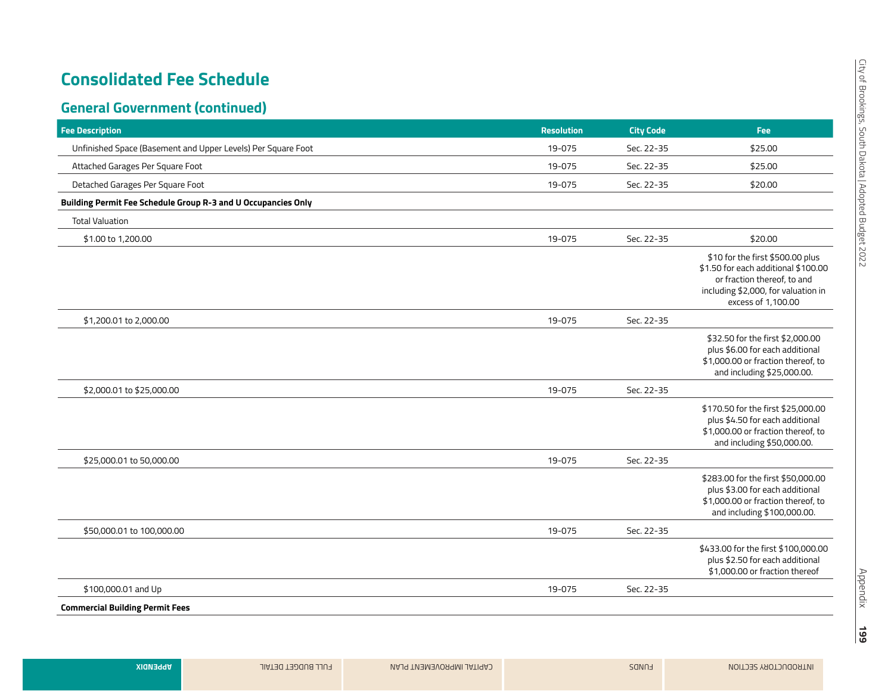# Consolidated Fee Schedule

## General Government (continued)

| Fee Description | Resolution | City Code | Fee |
|---|---|---|---|
| Unfinished Space (Basement and Upper Levels) Per Square Foot | 19-075 | Sec. 22-35 | $25.00 |
| Attached Garages Per Square Foot | 19-075 | Sec. 22-35 | $25.00 |
| Detached Garages Per Square Foot | 19-075 | Sec. 22-35 | $20.00 |
| **Building Permit Fee Schedule Group R-3 and U Occupancies Only** | | | |
| Total Valuation | | | |
| $1.00 to 1,200.00 | 19-075 | Sec. 22-35 | $20.00 |
| | | | $10 for the first $500.00 plus $1.50 for each additional $100.00 or fraction thereof, to and including $2,000, for valuation in excess of 1,100.00 |
| $1,200.01 to 2,000.00 | 19-075 | Sec. 22-35 | |
| | | | $32.50 for the first $2,000.00 plus $6.00 for each additional $1,000.00 or fraction thereof, to and including $25,000.00. |
| $2,000.01 to $25,000.00 | 19-075 | Sec. 22-35 | |
| | | | $170.50 for the first $25,000.00 plus $4.50 for each additional $1,000.00 or fraction thereof, to and including $50,000.00. |
| $25,000.01 to 50,000.00 | 19-075 | Sec. 22-35 | |
| | | | $283.00 for the first $50,000.00 plus $3.00 for each additional $1,000.00 or fraction thereof, to and including $100,000.00. |
| $50,000.01 to 100,000.00 | 19-075 | Sec. 22-35 | |
| | | | $433.00 for the first $100,000.00 plus $2.50 for each additional $1,000.00 or fraction thereof |
| $100,000.01 and Up | 19-075 | Sec. 22-35 | |
| **Commercial Building Permit Fees** | | | |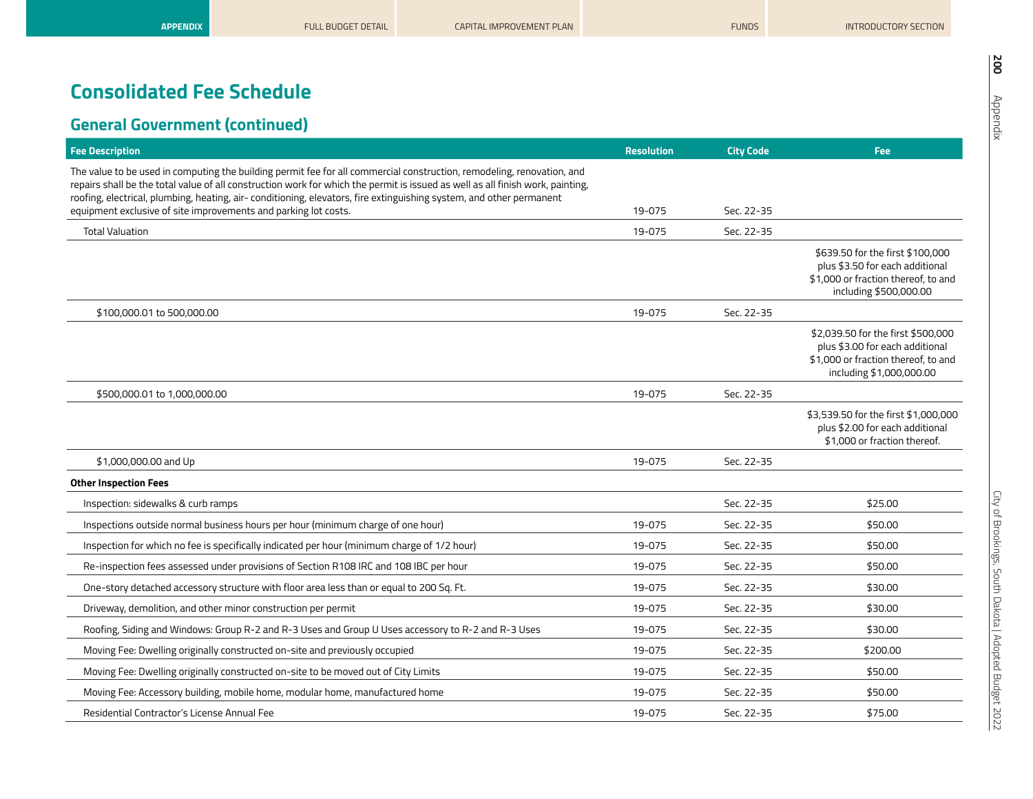# Consolidated Fee Schedule

## General Government (continued)

| Fee Description | Resolution | City Code | Fee |
|---|---|---|---|
| The value to be used in computing the building permit fee for all commercial construction, remodeling, renovation, and repairs shall be the total value of all construction work for which the permit is issued as well as all finish work, painting, roofing, electrical, plumbing, heating, air- conditioning, elevators, fire extinguishing system, and other permanent equipment exclusive of site improvements and parking lot costs. | 19-075 | Sec. 22-35 | |
| Total Valuation | 19-075 | Sec. 22-35 | |
| | | | $639.50 for the first $100,000 plus $3.50 for each additional $1,000 or fraction thereof, to and including $500,000.00 |
| $100,000.01 to 500,000.00 | 19-075 | Sec. 22-35 | |
| | | | $2,039.50 for the first $500,000 plus $3.00 for each additional $1,000 or fraction thereof, to and including $1,000,000.00 |
| $500,000.01 to 1,000,000.00 | 19-075 | Sec. 22-35 | |
| | | | $3,539.50 for the first $1,000,000 plus $2.00 for each additional $1,000 or fraction thereof. |
| $1,000,000.00 and Up | 19-075 | Sec. 22-35 | |
| **Other Inspection Fees** | | | |
| Inspection: sidewalks & curb ramps | | Sec. 22-35 | $25.00 |
| Inspections outside normal business hours per hour (minimum charge of one hour) | 19-075 | Sec. 22-35 | $50.00 |
| Inspection for which no fee is specifically indicated per hour (minimum charge of 1/2 hour) | 19-075 | Sec. 22-35 | $50.00 |
| Re-inspection fees assessed under provisions of Section R108 IRC and 108 IBC per hour | 19-075 | Sec. 22-35 | $50.00 |
| One-story detached accessory structure with floor area less than or equal to 200 Sq. Ft. | 19-075 | Sec. 22-35 | $30.00 |
| Driveway, demolition, and other minor construction per permit | 19-075 | Sec. 22-35 | $30.00 |
| Roofing, Siding and Windows: Group R-2 and R-3 Uses and Group U Uses accessory to R-2 and R-3 Uses | 19-075 | Sec. 22-35 | $30.00 |
| Moving Fee: Dwelling originally constructed on-site and previously occupied | 19-075 | Sec. 22-35 | $200.00 |
| Moving Fee: Dwelling originally constructed on-site to be moved out of City Limits | 19-075 | Sec. 22-35 | $50.00 |
| Moving Fee: Accessory building, mobile home, modular home, manufactured home | 19-075 | Sec. 22-35 | $50.00 |
| Residential Contractor's License Annual Fee | 19-075 | Sec. 22-35 | $75.00 |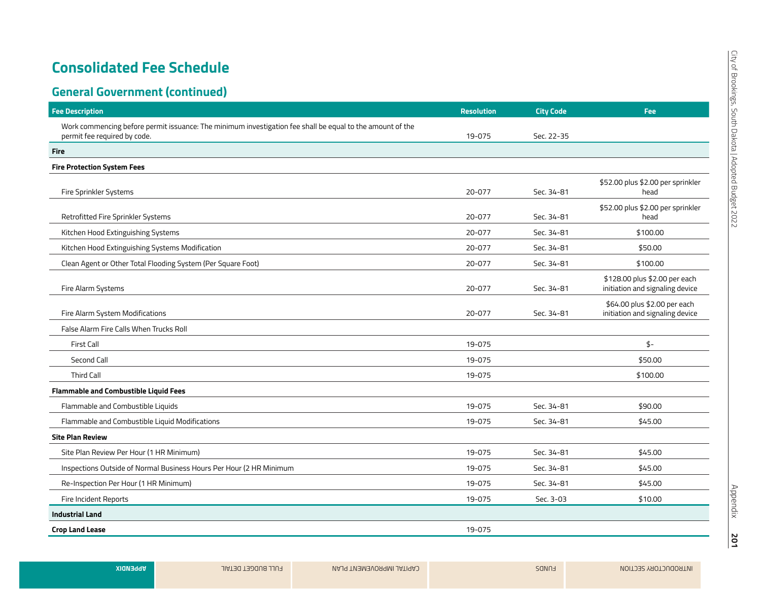# Consolidated Fee Schedule

## General Government (continued)

| Fee Description | Resolution | City Code | Fee |
|---|---|---|---|
| Work commencing before permit issuance: The minimum investigation fee shall be equal to the amount of the permit fee required by code. | 19-075 | Sec. 22-35 | |
| **Fire** | | | |
| **Fire Protection System Fees** | | | |
| Fire Sprinkler Systems | 20-077 | Sec. 34-81 | $52.00 plus $2.00 per sprinkler head |
| Retrofitted Fire Sprinkler Systems | 20-077 | Sec. 34-81 | $52.00 plus $2.00 per sprinkler head |
| Kitchen Hood Extinguishing Systems | 20-077 | Sec. 34-81 | $100.00 |
| Kitchen Hood Extinguishing Systems Modification | 20-077 | Sec. 34-81 | $50.00 |
| Clean Agent or Other Total Flooding System (Per Square Foot) | 20-077 | Sec. 34-81 | $100.00 |
| Fire Alarm Systems | 20-077 | Sec. 34-81 | $128.00 plus $2.00 per each initiation and signaling device |
| Fire Alarm System Modifications | 20-077 | Sec. 34-81 | $64.00 plus $2.00 per each initiation and signaling device |
| False Alarm Fire Calls When Trucks Roll | | | |
| First Call | 19-075 | | $- |
| Second Call | 19-075 | | $50.00 |
| Third Call | 19-075 | | $100.00 |
| **Flammable and Combustible Liquid Fees** | | | |
| Flammable and Combustible Liquids | 19-075 | Sec. 34-81 | $90.00 |
| Flammable and Combustible Liquid Modifications | 19-075 | Sec. 34-81 | $45.00 |
| **Site Plan Review** | | | |
| Site Plan Review Per Hour (1 HR Minimum) | 19-075 | Sec. 34-81 | $45.00 |
| Inspections Outside of Normal Business Hours Per Hour (2 HR Minimum | 19-075 | Sec. 34-81 | $45.00 |
| Re-Inspection Per Hour (1 HR Minimum) | 19-075 | Sec. 34-81 | $45.00 |
| Fire Incident Reports | 19-075 | Sec. 3-03 | $10.00 |
| **Industrial Land** | | | |
| **Crop Land Lease** | 19-075 | | |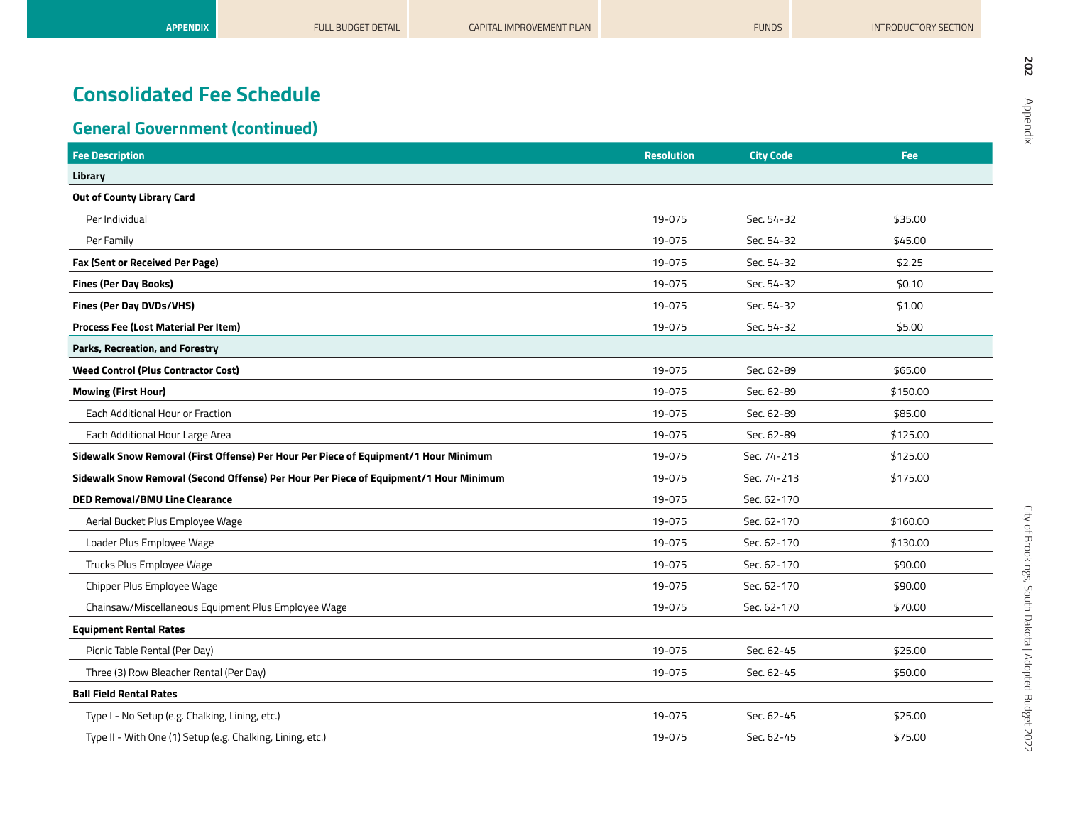# Consolidated Fee Schedule

## General Government (continued)

| Fee Description | Resolution | City Code | Fee |
|---|---|---|---|
| **Library** | | | |
| **Out of County Library Card** | | | |
| Per Individual | 19-075 | Sec. 54-32 | $35.00 |
| Per Family | 19-075 | Sec. 54-32 | $45.00 |
| **Fax (Sent or Received Per Page)** | 19-075 | Sec. 54-32 | $2.25 |
| **Fines (Per Day Books)** | 19-075 | Sec. 54-32 | $0.10 |
| **Fines (Per Day DVDs/VHS)** | 19-075 | Sec. 54-32 | $1.00 |
| **Process Fee (Lost Material Per Item)** | 19-075 | Sec. 54-32 | $5.00 |
| **Parks, Recreation, and Forestry** | | | |
| **Weed Control (Plus Contractor Cost)** | 19-075 | Sec. 62-89 | $65.00 |
| **Mowing (First Hour)** | 19-075 | Sec. 62-89 | $150.00 |
| Each Additional Hour or Fraction | 19-075 | Sec. 62-89 | $85.00 |
| Each Additional Hour Large Area | 19-075 | Sec. 62-89 | $125.00 |
| **Sidewalk Snow Removal (First Offense) Per Hour Per Piece of Equipment/1 Hour Minimum** | 19-075 | Sec. 74-213 | $125.00 |
| **Sidewalk Snow Removal (Second Offense) Per Hour Per Piece of Equipment/1 Hour Minimum** | 19-075 | Sec. 74-213 | $175.00 |
| **DED Removal/BMU Line Clearance** | 19-075 | Sec. 62-170 | |
| Aerial Bucket Plus Employee Wage | 19-075 | Sec. 62-170 | $160.00 |
| Loader Plus Employee Wage | 19-075 | Sec. 62-170 | $130.00 |
| Trucks Plus Employee Wage | 19-075 | Sec. 62-170 | $90.00 |
| Chipper Plus Employee Wage | 19-075 | Sec. 62-170 | $90.00 |
| Chainsaw/Miscellaneous Equipment Plus Employee Wage | 19-075 | Sec. 62-170 | $70.00 |
| **Equipment Rental Rates** | | | |
| Picnic Table Rental (Per Day) | 19-075 | Sec. 62-45 | $25.00 |
| Three (3) Row Bleacher Rental (Per Day) | 19-075 | Sec. 62-45 | $50.00 |
| **Ball Field Rental Rates** | | | |
| Type I - No Setup (e.g. Chalking, Lining, etc.) | 19-075 | Sec. 62-45 | $25.00 |
| Type II - With One (1) Setup (e.g. Chalking, Lining, etc.) | 19-075 | Sec. 62-45 | $75.00 |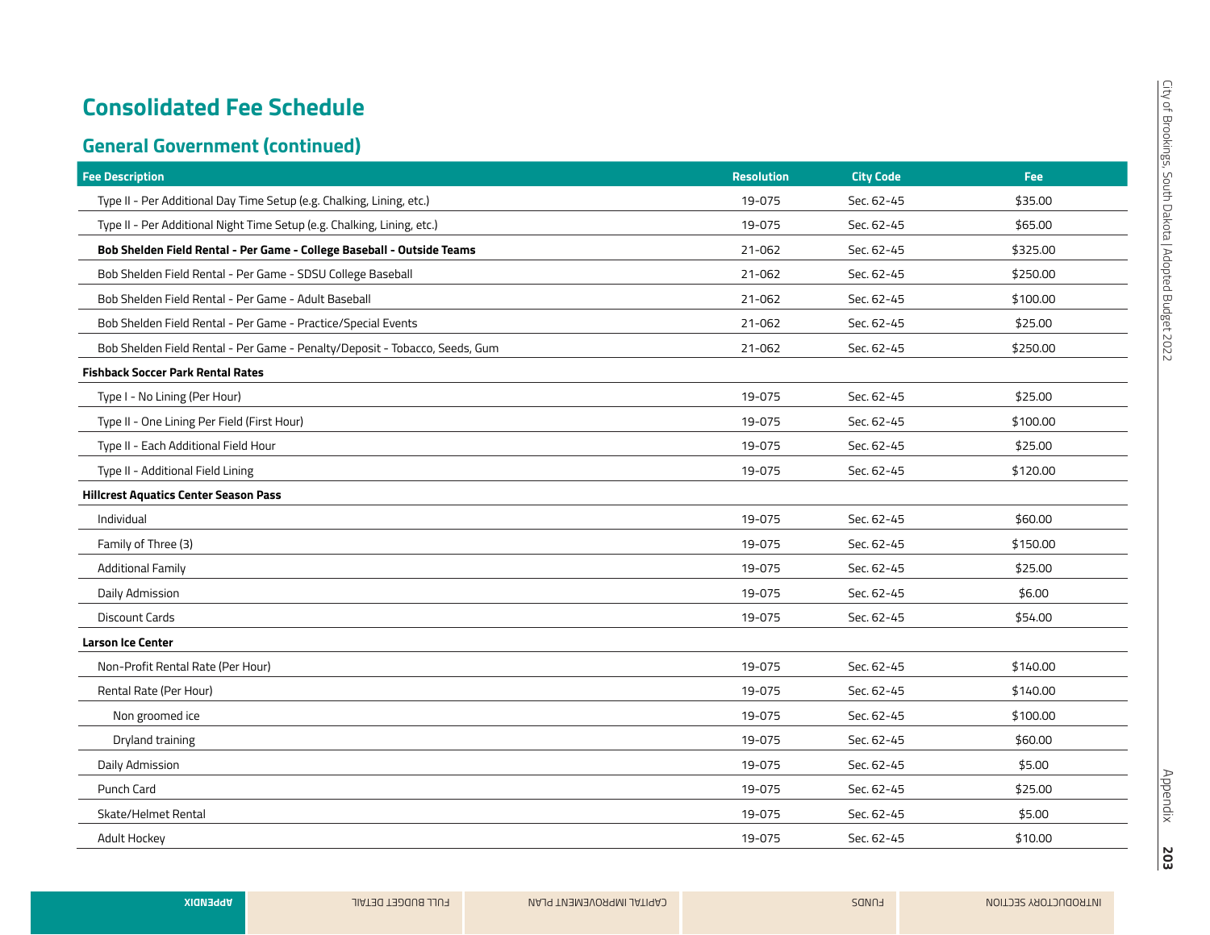## Consolidated Fee Schedule

### General Government (continued)

| Fee Description | Resolution | City Code | Fee |
|---|---|---|---|
| Type II - Per Additional Day Time Setup (e.g. Chalking, Lining, etc.) | 19-075 | Sec. 62-45 | $35.00 |
| Type II - Per Additional Night Time Setup (e.g. Chalking, Lining, etc.) | 19-075 | Sec. 62-45 | $65.00 |
| **Bob Shelden Field Rental - Per Game - College Baseball - Outside Teams** | 21-062 | Sec. 62-45 | $325.00 |
| Bob Shelden Field Rental - Per Game - SDSU College Baseball | 21-062 | Sec. 62-45 | $250.00 |
| Bob Shelden Field Rental - Per Game - Adult Baseball | 21-062 | Sec. 62-45 | $100.00 |
| Bob Shelden Field Rental - Per Game - Practice/Special Events | 21-062 | Sec. 62-45 | $25.00 |
| Bob Shelden Field Rental - Per Game - Penalty/Deposit - Tobacco, Seeds, Gum | 21-062 | Sec. 62-45 | $250.00 |
| **Fishback Soccer Park Rental Rates** | | | |
| Type I - No Lining (Per Hour) | 19-075 | Sec. 62-45 | $25.00 |
| Type II - One Lining Per Field (First Hour) | 19-075 | Sec. 62-45 | $100.00 |
| Type II - Each Additional Field Hour | 19-075 | Sec. 62-45 | $25.00 |
| Type II - Additional Field Lining | 19-075 | Sec. 62-45 | $120.00 |
| **Hillcrest Aquatics Center Season Pass** | | | |
| Individual | 19-075 | Sec. 62-45 | $60.00 |
| Family of Three (3) | 19-075 | Sec. 62-45 | $150.00 |
| Additional Family | 19-075 | Sec. 62-45 | $25.00 |
| Daily Admission | 19-075 | Sec. 62-45 | $6.00 |
| Discount Cards | 19-075 | Sec. 62-45 | $54.00 |
| **Larson Ice Center** | | | |
| Non-Profit Rental Rate (Per Hour) | 19-075 | Sec. 62-45 | $140.00 |
| Rental Rate (Per Hour) | 19-075 | Sec. 62-45 | $140.00 |
| Non groomed ice | 19-075 | Sec. 62-45 | $100.00 |
| Dryland training | 19-075 | Sec. 62-45 | $60.00 |
| Daily Admission | 19-075 | Sec. 62-45 | $5.00 |
| Punch Card | 19-075 | Sec. 62-45 | $25.00 |
| Skate/Helmet Rental | 19-075 | Sec. 62-45 | $5.00 |
| Adult Hockey | 19-075 | Sec. 62-45 | $10.00 |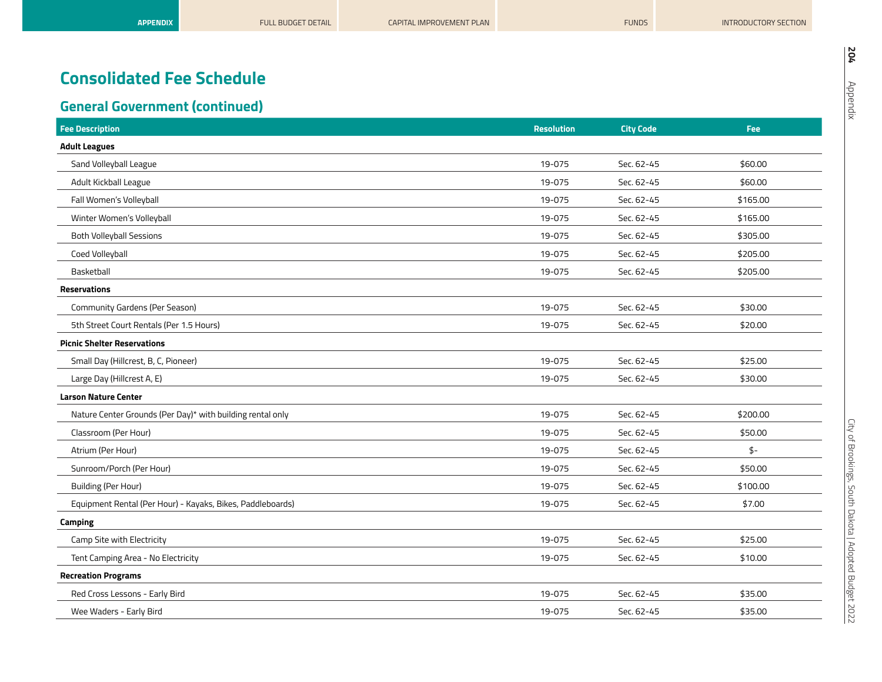# Consolidated Fee Schedule

## General Government (continued)

| Fee Description | Resolution | City Code | Fee |
|---|---|---|---|
| **Adult Leagues** | | | |
| Sand Volleyball League | 19-075 | Sec. 62-45 | $60.00 |
| Adult Kickball League | 19-075 | Sec. 62-45 | $60.00 |
| Fall Women's Volleyball | 19-075 | Sec. 62-45 | $165.00 |
| Winter Women's Volleyball | 19-075 | Sec. 62-45 | $165.00 |
| Both Volleyball Sessions | 19-075 | Sec. 62-45 | $305.00 |
| Coed Volleyball | 19-075 | Sec. 62-45 | $205.00 |
| Basketball | 19-075 | Sec. 62-45 | $205.00 |
| **Reservations** | | | |
| Community Gardens (Per Season) | 19-075 | Sec. 62-45 | $30.00 |
| 5th Street Court Rentals (Per 1.5 Hours) | 19-075 | Sec. 62-45 | $20.00 |
| **Picnic Shelter Reservations** | | | |
| Small Day (Hillcrest, B, C, Pioneer) | 19-075 | Sec. 62-45 | $25.00 |
| Large Day (Hillcrest A, E) | 19-075 | Sec. 62-45 | $30.00 |
| **Larson Nature Center** | | | |
| Nature Center Grounds (Per Day)* with building rental only | 19-075 | Sec. 62-45 | $200.00 |
| Classroom (Per Hour) | 19-075 | Sec. 62-45 | $50.00 |
| Atrium (Per Hour) | 19-075 | Sec. 62-45 | $- |
| Sunroom/Porch (Per Hour) | 19-075 | Sec. 62-45 | $50.00 |
| Building (Per Hour) | 19-075 | Sec. 62-45 | $100.00 |
| Equipment Rental (Per Hour) - Kayaks, Bikes, Paddleboards) | 19-075 | Sec. 62-45 | $7.00 |
| **Camping** | | | |
| Camp Site with Electricity | 19-075 | Sec. 62-45 | $25.00 |
| Tent Camping Area - No Electricity | 19-075 | Sec. 62-45 | $10.00 |
| **Recreation Programs** | | | |
| Red Cross Lessons - Early Bird | 19-075 | Sec. 62-45 | $35.00 |
| Wee Waders - Early Bird | 19-075 | Sec. 62-45 | $35.00 |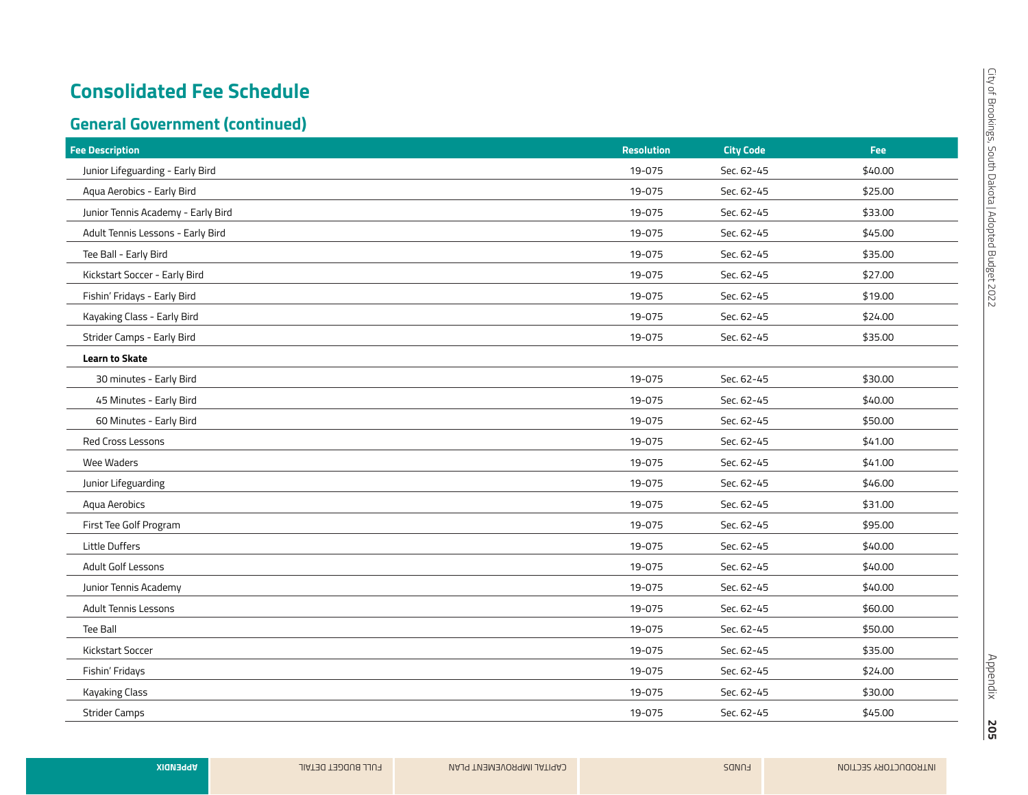# Consolidated Fee Schedule

## General Government (continued)

| Fee Description | Resolution | City Code | Fee |
|---|---|---|---|
| Junior Lifeguarding - Early Bird | 19-075 | Sec. 62-45 | $40.00 |
| Aqua Aerobics - Early Bird | 19-075 | Sec. 62-45 | $25.00 |
| Junior Tennis Academy - Early Bird | 19-075 | Sec. 62-45 | $33.00 |
| Adult Tennis Lessons - Early Bird | 19-075 | Sec. 62-45 | $45.00 |
| Tee Ball - Early Bird | 19-075 | Sec. 62-45 | $35.00 |
| Kickstart Soccer - Early Bird | 19-075 | Sec. 62-45 | $27.00 |
| Fishin' Fridays - Early Bird | 19-075 | Sec. 62-45 | $19.00 |
| Kayaking Class - Early Bird | 19-075 | Sec. 62-45 | $24.00 |
| Strider Camps - Early Bird | 19-075 | Sec. 62-45 | $35.00 |
| **Learn to Skate** | | | |
| 30 minutes - Early Bird | 19-075 | Sec. 62-45 | $30.00 |
| 45 Minutes - Early Bird | 19-075 | Sec. 62-45 | $40.00 |
| 60 Minutes - Early Bird | 19-075 | Sec. 62-45 | $50.00 |
| Red Cross Lessons | 19-075 | Sec. 62-45 | $41.00 |
| Wee Waders | 19-075 | Sec. 62-45 | $41.00 |
| Junior Lifeguarding | 19-075 | Sec. 62-45 | $46.00 |
| Aqua Aerobics | 19-075 | Sec. 62-45 | $31.00 |
| First Tee Golf Program | 19-075 | Sec. 62-45 | $95.00 |
| Little Duffers | 19-075 | Sec. 62-45 | $40.00 |
| Adult Golf Lessons | 19-075 | Sec. 62-45 | $40.00 |
| Junior Tennis Academy | 19-075 | Sec. 62-45 | $40.00 |
| Adult Tennis Lessons | 19-075 | Sec. 62-45 | $60.00 |
| Tee Ball | 19-075 | Sec. 62-45 | $50.00 |
| Kickstart Soccer | 19-075 | Sec. 62-45 | $35.00 |
| Fishin' Fridays | 19-075 | Sec. 62-45 | $24.00 |
| Kayaking Class | 19-075 | Sec. 62-45 | $30.00 |
| Strider Camps | 19-075 | Sec. 62-45 | $45.00 |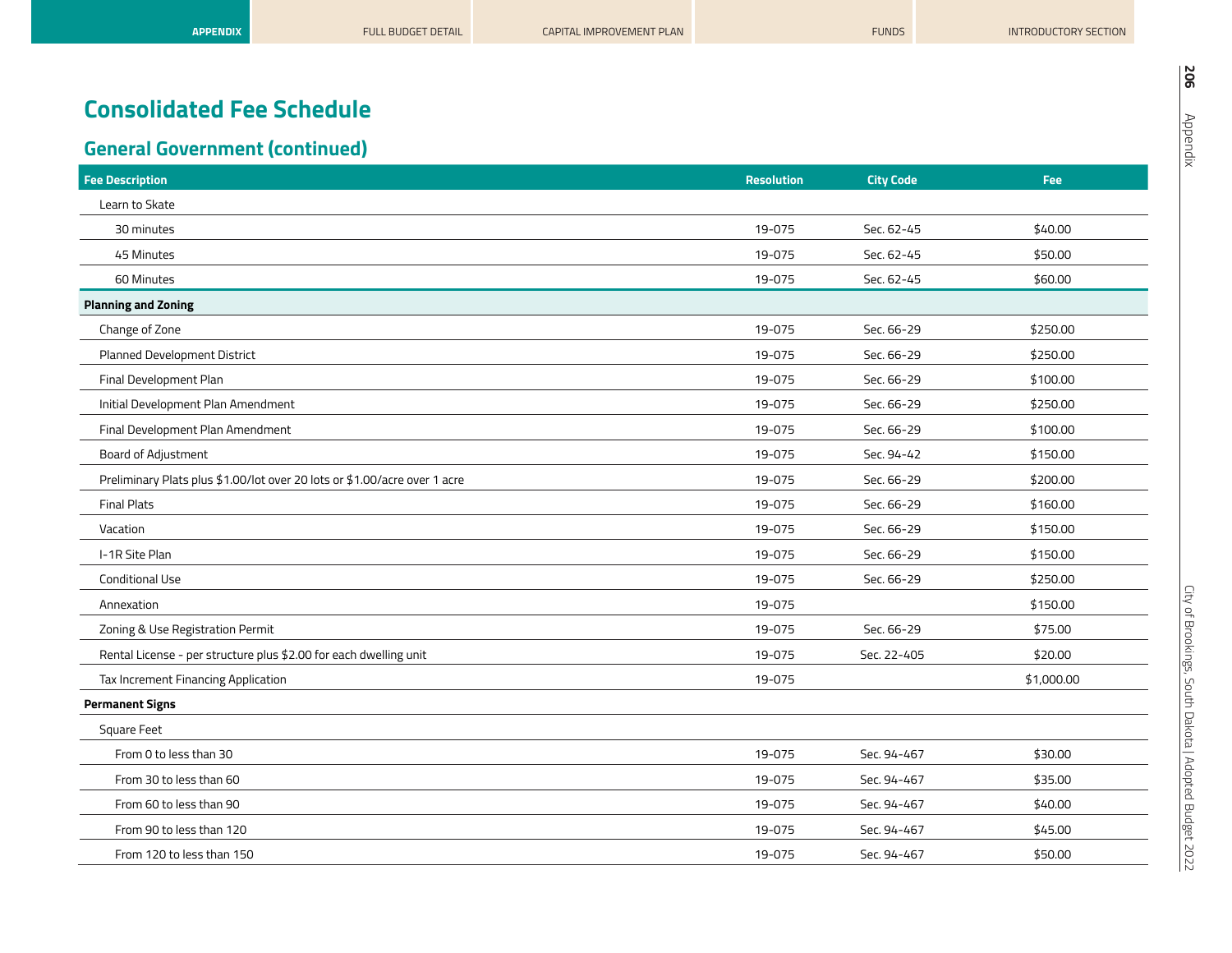# Consolidated Fee Schedule

## General Government (continued)

| Fee Description | Resolution | City Code | Fee |
|---|---|---|---|
| Learn to Skate | | | |
| 30 minutes | 19-075 | Sec. 62-45 | $40.00 |
| 45 Minutes | 19-075 | Sec. 62-45 | $50.00 |
| 60 Minutes | 19-075 | Sec. 62-45 | $60.00 |
| **Planning and Zoning** | | | |
| Change of Zone | 19-075 | Sec. 66-29 | $250.00 |
| Planned Development District | 19-075 | Sec. 66-29 | $250.00 |
| Final Development Plan | 19-075 | Sec. 66-29 | $100.00 |
| Initial Development Plan Amendment | 19-075 | Sec. 66-29 | $250.00 |
| Final Development Plan Amendment | 19-075 | Sec. 66-29 | $100.00 |
| Board of Adjustment | 19-075 | Sec. 94-42 | $150.00 |
| Preliminary Plats plus $1.00/lot over 20 lots or $1.00/acre over 1 acre | 19-075 | Sec. 66-29 | $200.00 |
| Final Plats | 19-075 | Sec. 66-29 | $160.00 |
| Vacation | 19-075 | Sec. 66-29 | $150.00 |
| I-1R Site Plan | 19-075 | Sec. 66-29 | $150.00 |
| Conditional Use | 19-075 | Sec. 66-29 | $250.00 |
| Annexation | 19-075 | | $150.00 |
| Zoning & Use Registration Permit | 19-075 | Sec. 66-29 | $75.00 |
| Rental License - per structure plus $2.00 for each dwelling unit | 19-075 | Sec. 22-405 | $20.00 |
| Tax Increment Financing Application | 19-075 | | $1,000.00 |
| **Permanent Signs** | | | |
| Square Feet | | | |
| From 0 to less than 30 | 19-075 | Sec. 94-467 | $30.00 |
| From 30 to less than 60 | 19-075 | Sec. 94-467 | $35.00 |
| From 60 to less than 90 | 19-075 | Sec. 94-467 | $40.00 |
| From 90 to less than 120 | 19-075 | Sec. 94-467 | $45.00 |
| From 120 to less than 150 | 19-075 | Sec. 94-467 | $50.00 |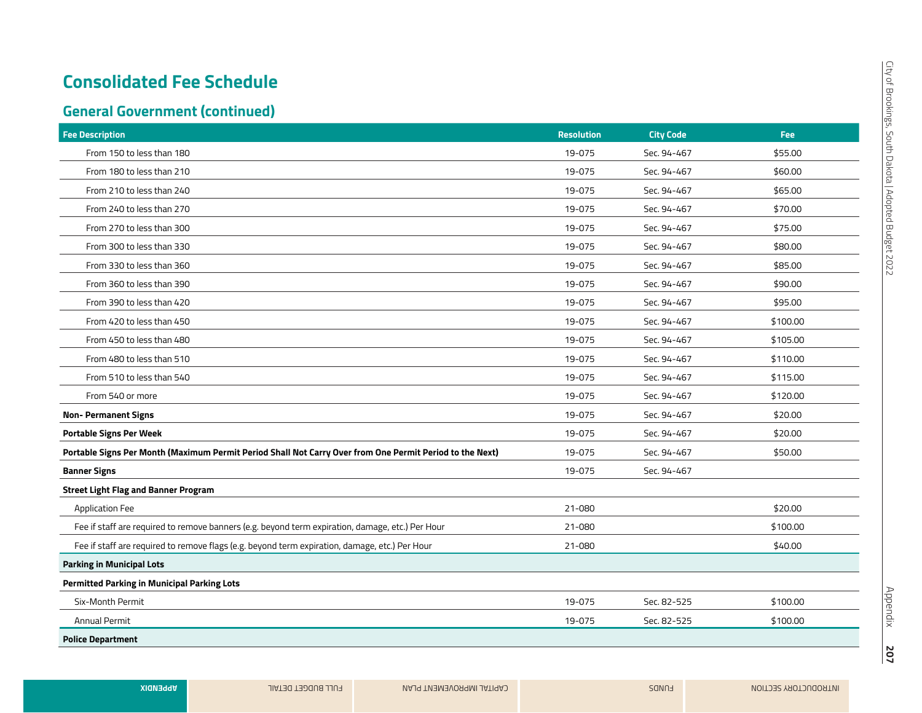# Consolidated Fee Schedule

## General Government (continued)

| Fee Description | Resolution | City Code | Fee |
|---|---|---|---|
| From 150 to less than 180 | 19-075 | Sec. 94-467 | $55.00 |
| From 180 to less than 210 | 19-075 | Sec. 94-467 | $60.00 |
| From 210 to less than 240 | 19-075 | Sec. 94-467 | $65.00 |
| From 240 to less than 270 | 19-075 | Sec. 94-467 | $70.00 |
| From 270 to less than 300 | 19-075 | Sec. 94-467 | $75.00 |
| From 300 to less than 330 | 19-075 | Sec. 94-467 | $80.00 |
| From 330 to less than 360 | 19-075 | Sec. 94-467 | $85.00 |
| From 360 to less than 390 | 19-075 | Sec. 94-467 | $90.00 |
| From 390 to less than 420 | 19-075 | Sec. 94-467 | $95.00 |
| From 420 to less than 450 | 19-075 | Sec. 94-467 | $100.00 |
| From 450 to less than 480 | 19-075 | Sec. 94-467 | $105.00 |
| From 480 to less than 510 | 19-075 | Sec. 94-467 | $110.00 |
| From 510 to less than 540 | 19-075 | Sec. 94-467 | $115.00 |
| From 540 or more | 19-075 | Sec. 94-467 | $120.00 |
| **Non- Permanent Signs** | 19-075 | Sec. 94-467 | $20.00 |
| **Portable Signs Per Week** | 19-075 | Sec. 94-467 | $20.00 |
| **Portable Signs Per Month (Maximum Permit Period Shall Not Carry Over from One Permit Period to the Next)** | 19-075 | Sec. 94-467 | $50.00 |
| **Banner Signs** | 19-075 | Sec. 94-467 | |
| **Street Light Flag and Banner Program** | | | |
| Application Fee | 21-080 | | $20.00 |
| Fee if staff are required to remove banners (e.g. beyond term expiration, damage, etc.) Per Hour | 21-080 | | $100.00 |
| Fee if staff are required to remove flags (e.g. beyond term expiration, damage, etc.) Per Hour | 21-080 | | $40.00 |
| **Parking in Municipal Lots** | | | |
| **Permitted Parking in Municipal Parking Lots** | | | |
| Six-Month Permit | 19-075 | Sec. 82-525 | $100.00 |
| Annual Permit | 19-075 | Sec. 82-525 | $100.00 |
| **Police Department** | | | |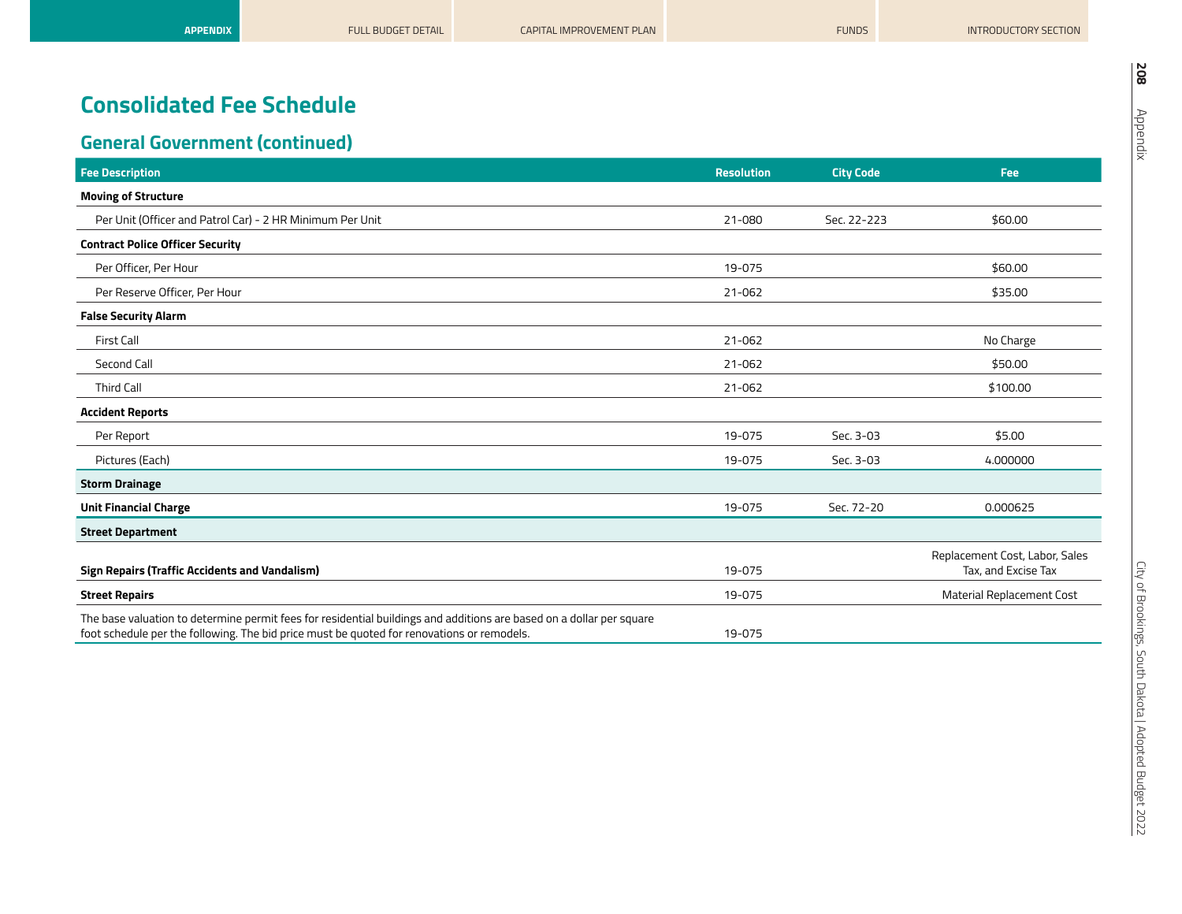# Consolidated Fee Schedule

## General Government (continued)

| Fee Description | Resolution | City Code | Fee |
|---|---|---|---|
| **Moving of Structure** | | | |
| Per Unit (Officer and Patrol Car) - 2 HR Minimum Per Unit | 21-080 | Sec. 22-223 | $60.00 |
| **Contract Police Officer Security** | | | |
| Per Officer, Per Hour | 19-075 | | $60.00 |
| Per Reserve Officer, Per Hour | 21-062 | | $35.00 |
| **False Security Alarm** | | | |
| First Call | 21-062 | | No Charge |
| Second Call | 21-062 | | $50.00 |
| Third Call | 21-062 | | $100.00 |
| **Accident Reports** | | | |
| Per Report | 19-075 | Sec. 3-03 | $5.00 |
| Pictures (Each) | 19-075 | Sec. 3-03 | 4.000000 |
| **Storm Drainage** | | | |
| **Unit Financial Charge** | 19-075 | Sec. 72-20 | 0.000625 |
| **Street Department** | | | |
| **Sign Repairs (Traffic Accidents and Vandalism)** | 19-075 | | Replacement Cost, Labor, Sales Tax, and Excise Tax |
| **Street Repairs** | 19-075 | | Material Replacement Cost |
| The base valuation to determine permit fees for residential buildings and additions are based on a dollar per square foot schedule per the following. The bid price must be quoted for renovations or remodels. | 19-075 | | |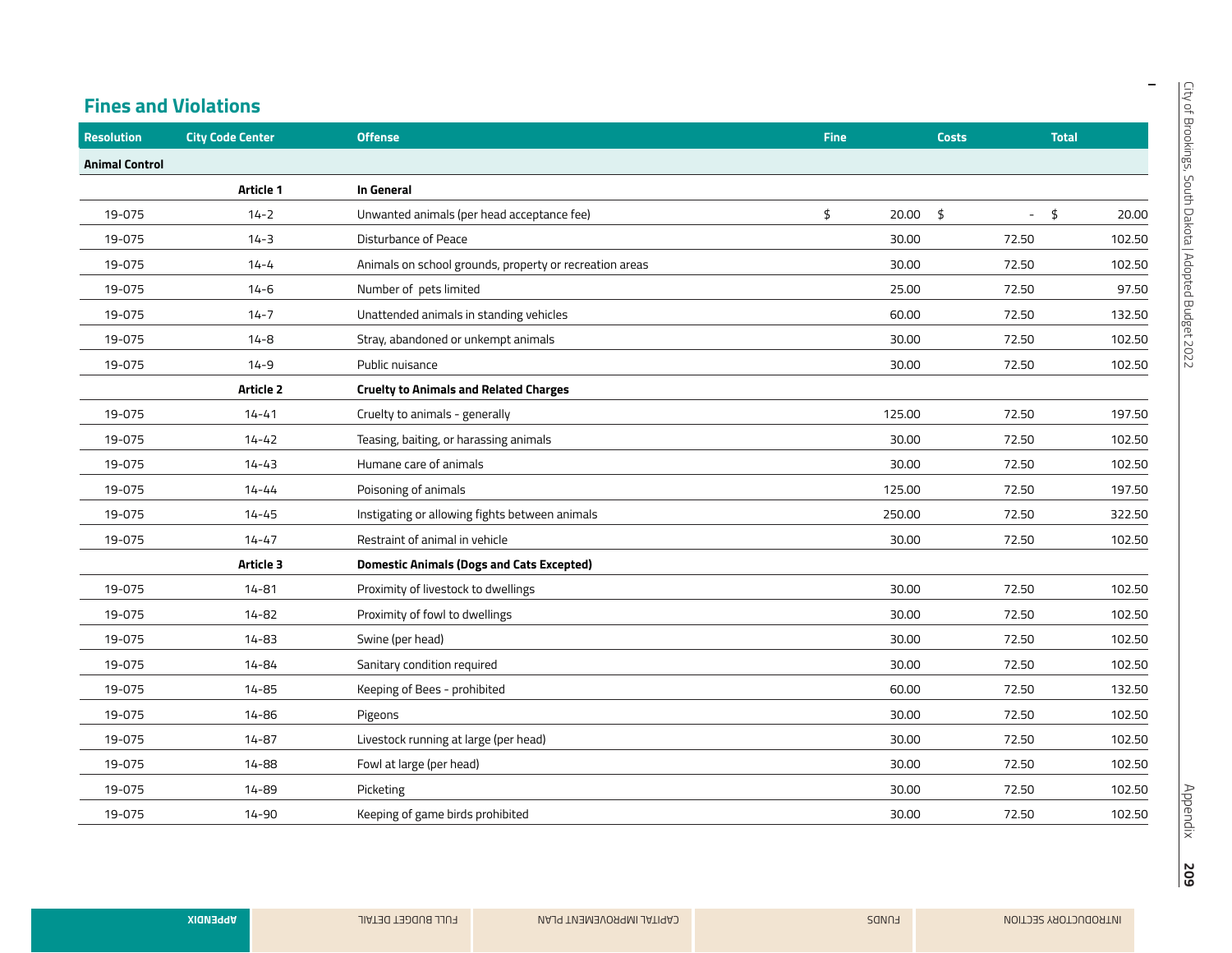## Fines and Violations

| Resolution | City Code Center | Offense | Fine | Costs | Total |
|---|---|---|---|---|---|
| **Animal Control** | | | | | |
| | **Article 1** | **In General** | | | |
| 19-075 | 14-2 | Unwanted animals (per head acceptance fee) | $ 20.00 | $ - | $ 20.00 |
| 19-075 | 14-3 | Disturbance of Peace | 30.00 | 72.50 | 102.50 |
| 19-075 | 14-4 | Animals on school grounds, property or recreation areas | 30.00 | 72.50 | 102.50 |
| 19-075 | 14-6 | Number of pets limited | 25.00 | 72.50 | 97.50 |
| 19-075 | 14-7 | Unattended animals in standing vehicles | 60.00 | 72.50 | 132.50 |
| 19-075 | 14-8 | Stray, abandoned or unkempt animals | 30.00 | 72.50 | 102.50 |
| 19-075 | 14-9 | Public nuisance | 30.00 | 72.50 | 102.50 |
| | **Article 2** | **Cruelty to Animals and Related Charges** | | | |
| 19-075 | 14-41 | Cruelty to animals - generally | 125.00 | 72.50 | 197.50 |
| 19-075 | 14-42 | Teasing, baiting, or harassing animals | 30.00 | 72.50 | 102.50 |
| 19-075 | 14-43 | Humane care of animals | 30.00 | 72.50 | 102.50 |
| 19-075 | 14-44 | Poisoning of animals | 125.00 | 72.50 | 197.50 |
| 19-075 | 14-45 | Instigating or allowing fights between animals | 250.00 | 72.50 | 322.50 |
| 19-075 | 14-47 | Restraint of animal in vehicle | 30.00 | 72.50 | 102.50 |
| | **Article 3** | **Domestic Animals (Dogs and Cats Excepted)** | | | |
| 19-075 | 14-81 | Proximity of livestock to dwellings | 30.00 | 72.50 | 102.50 |
| 19-075 | 14-82 | Proximity of fowl to dwellings | 30.00 | 72.50 | 102.50 |
| 19-075 | 14-83 | Swine (per head) | 30.00 | 72.50 | 102.50 |
| 19-075 | 14-84 | Sanitary condition required | 30.00 | 72.50 | 102.50 |
| 19-075 | 14-85 | Keeping of Bees - prohibited | 60.00 | 72.50 | 132.50 |
| 19-075 | 14-86 | Pigeons | 30.00 | 72.50 | 102.50 |
| 19-075 | 14-87 | Livestock running at large (per head) | 30.00 | 72.50 | 102.50 |
| 19-075 | 14-88 | Fowl at large (per head) | 30.00 | 72.50 | 102.50 |
| 19-075 | 14-89 | Picketing | 30.00 | 72.50 | 102.50 |
| 19-075 | 14-90 | Keeping of game birds prohibited | 30.00 | 72.50 | 102.50 |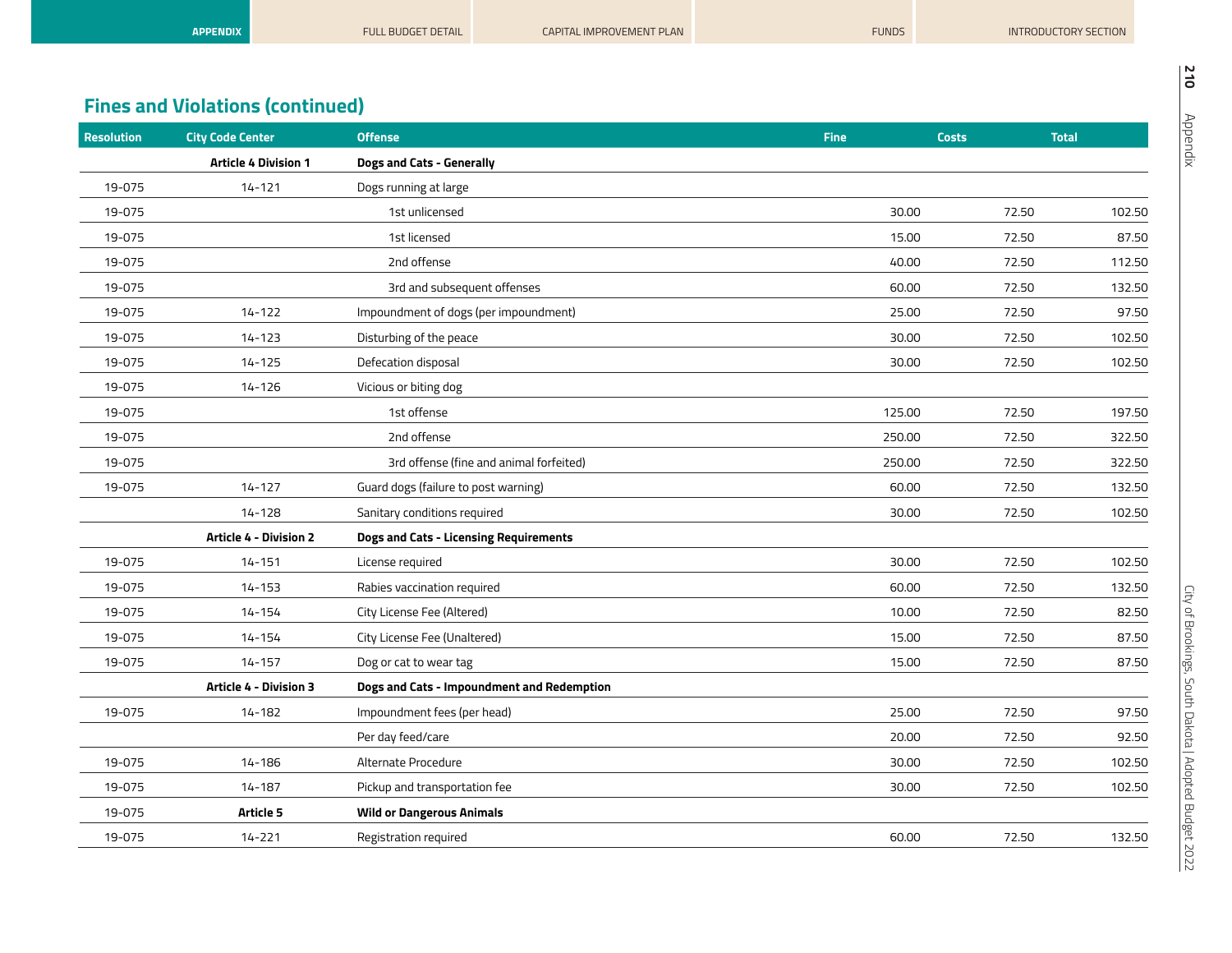## Fines and Violations (continued)

| Resolution | City Code Center | Offense | Fine | Costs | Total |
|---|---|---|---|---|---|
| | **Article 4 Division 1** | **Dogs and Cats - Generally** | | | |
| 19-075 | 14-121 | Dogs running at large | | | |
| 19-075 | | 1st unlicensed | 30.00 | 72.50 | 102.50 |
| 19-075 | | 1st licensed | 15.00 | 72.50 | 87.50 |
| 19-075 | | 2nd offense | 40.00 | 72.50 | 112.50 |
| 19-075 | | 3rd and subsequent offenses | 60.00 | 72.50 | 132.50 |
| 19-075 | 14-122 | Impoundment of dogs (per impoundment) | 25.00 | 72.50 | 97.50 |
| 19-075 | 14-123 | Disturbing of the peace | 30.00 | 72.50 | 102.50 |
| 19-075 | 14-125 | Defecation disposal | 30.00 | 72.50 | 102.50 |
| 19-075 | 14-126 | Vicious or biting dog | | | |
| 19-075 | | 1st offense | 125.00 | 72.50 | 197.50 |
| 19-075 | | 2nd offense | 250.00 | 72.50 | 322.50 |
| 19-075 | | 3rd offense (fine and animal forfeited) | 250.00 | 72.50 | 322.50 |
| 19-075 | 14-127 | Guard dogs (failure to post warning) | 60.00 | 72.50 | 132.50 |
| | 14-128 | Sanitary conditions required | 30.00 | 72.50 | 102.50 |
| | **Article 4 - Division 2** | **Dogs and Cats - Licensing Requirements** | | | |
| 19-075 | 14-151 | License required | 30.00 | 72.50 | 102.50 |
| 19-075 | 14-153 | Rabies vaccination required | 60.00 | 72.50 | 132.50 |
| 19-075 | 14-154 | City License Fee (Altered) | 10.00 | 72.50 | 82.50 |
| 19-075 | 14-154 | City License Fee (Unaltered) | 15.00 | 72.50 | 87.50 |
| 19-075 | 14-157 | Dog or cat to wear tag | 15.00 | 72.50 | 87.50 |
| | **Article 4 - Division 3** | **Dogs and Cats - Impoundment and Redemption** | | | |
| 19-075 | 14-182 | Impoundment fees (per head) | 25.00 | 72.50 | 97.50 |
| | | Per day feed/care | 20.00 | 72.50 | 92.50 |
| 19-075 | 14-186 | Alternate Procedure | 30.00 | 72.50 | 102.50 |
| 19-075 | 14-187 | Pickup and transportation fee | 30.00 | 72.50 | 102.50 |
| 19-075 | **Article 5** | **Wild or Dangerous Animals** | | | |
| 19-075 | 14-221 | Registration required | 60.00 | 72.50 | 132.50 |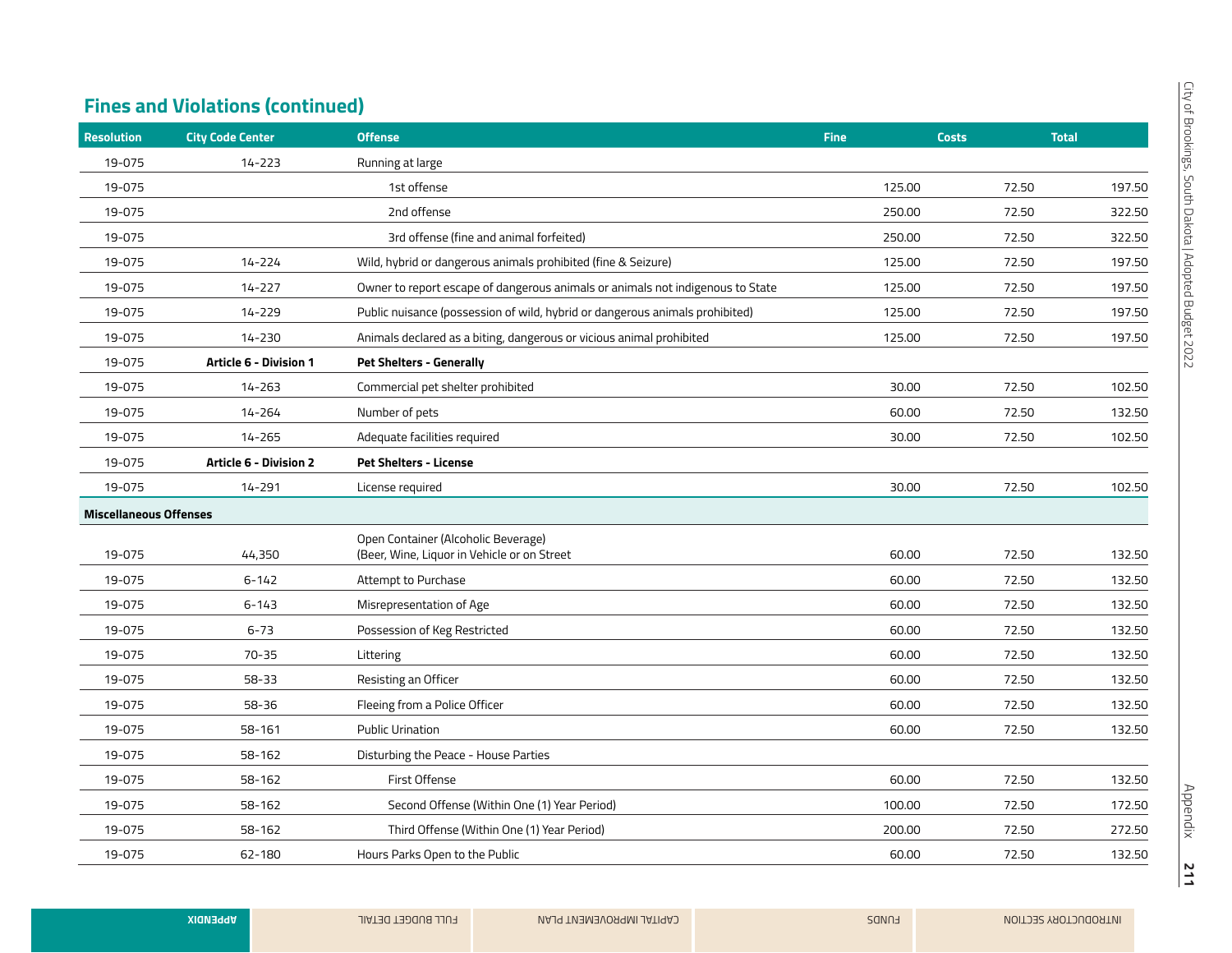## Fines and Violations (continued)

| Resolution | City Code Center | Offense | Fine | Costs | Total |
|---|---|---|---|---|---|
| 19-075 | 14-223 | Running at large | | | |
| 19-075 | | 1st offense | 125.00 | 72.50 | 197.50 |
| 19-075 | | 2nd offense | 250.00 | 72.50 | 322.50 |
| 19-075 | | 3rd offense (fine and animal forfeited) | 250.00 | 72.50 | 322.50 |
| 19-075 | 14-224 | Wild, hybrid or dangerous animals prohibited (fine & Seizure) | 125.00 | 72.50 | 197.50 |
| 19-075 | 14-227 | Owner to report escape of dangerous animals or animals not indigenous to State | 125.00 | 72.50 | 197.50 |
| 19-075 | 14-229 | Public nuisance (possession of wild, hybrid or dangerous animals prohibited) | 125.00 | 72.50 | 197.50 |
| 19-075 | 14-230 | Animals declared as a biting, dangerous or vicious animal prohibited | 125.00 | 72.50 | 197.50 |
| 19-075 | **Article 6 - Division 1** | **Pet Shelters - Generally** | | | |
| 19-075 | 14-263 | Commercial pet shelter prohibited | 30.00 | 72.50 | 102.50 |
| 19-075 | 14-264 | Number of pets | 60.00 | 72.50 | 132.50 |
| 19-075 | 14-265 | Adequate facilities required | 30.00 | 72.50 | 102.50 |
| 19-075 | **Article 6 - Division 2** | **Pet Shelters - License** | | | |
| 19-075 | 14-291 | License required | 30.00 | 72.50 | 102.50 |
| **Miscellaneous Offenses** | | | | | |
| 19-075 | 44,350 | Open Container (Alcoholic Beverage) (Beer, Wine, Liquor in Vehicle or on Street | 60.00 | 72.50 | 132.50 |
| 19-075 | 6-142 | Attempt to Purchase | 60.00 | 72.50 | 132.50 |
| 19-075 | 6-143 | Misrepresentation of Age | 60.00 | 72.50 | 132.50 |
| 19-075 | 6-73 | Possession of Keg Restricted | 60.00 | 72.50 | 132.50 |
| 19-075 | 70-35 | Littering | 60.00 | 72.50 | 132.50 |
| 19-075 | 58-33 | Resisting an Officer | 60.00 | 72.50 | 132.50 |
| 19-075 | 58-36 | Fleeing from a Police Officer | 60.00 | 72.50 | 132.50 |
| 19-075 | 58-161 | Public Urination | 60.00 | 72.50 | 132.50 |
| 19-075 | 58-162 | Disturbing the Peace - House Parties | | | |
| 19-075 | 58-162 | First Offense | 60.00 | 72.50 | 132.50 |
| 19-075 | 58-162 | Second Offense (Within One (1) Year Period) | 100.00 | 72.50 | 172.50 |
| 19-075 | 58-162 | Third Offense (Within One (1) Year Period) | 200.00 | 72.50 | 272.50 |
| 19-075 | 62-180 | Hours Parks Open to the Public | 60.00 | 72.50 | 132.50 |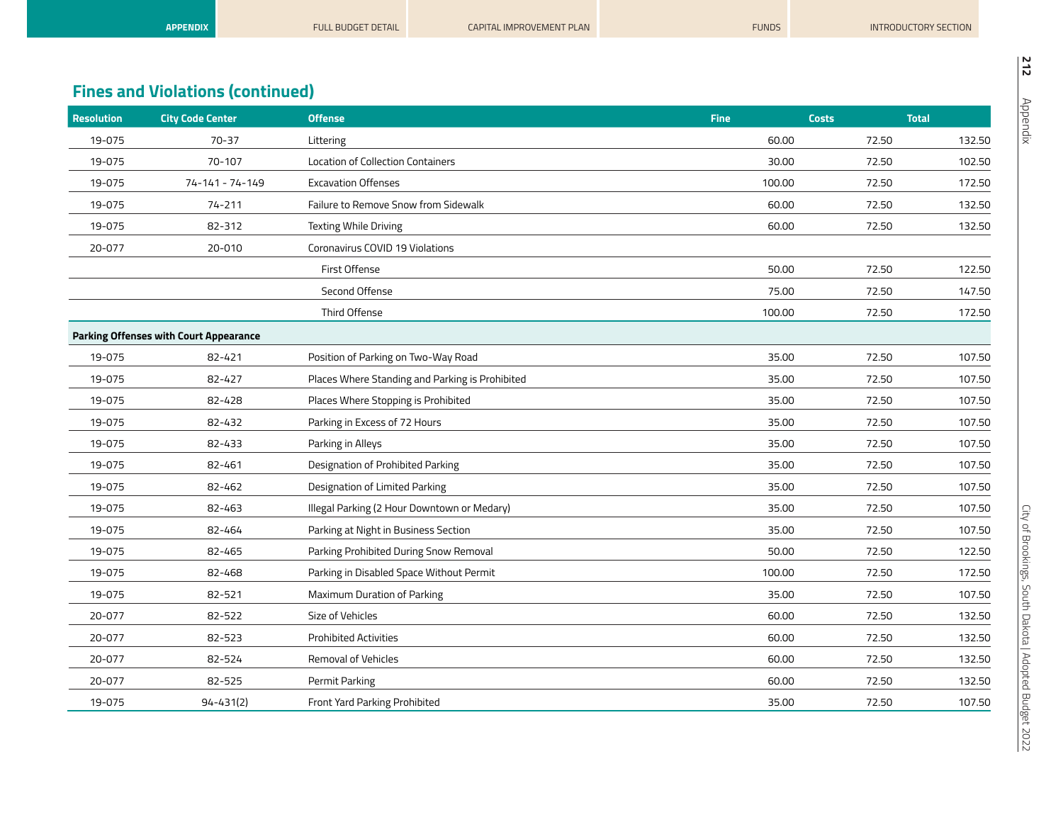## Fines and Violations (continued)

| Resolution | City Code Center | Offense | Fine | Costs | Total |
|---|---|---|---|---|---|
| 19-075 | 70-37 | Littering | 60.00 | 72.50 | 132.50 |
| 19-075 | 70-107 | Location of Collection Containers | 30.00 | 72.50 | 102.50 |
| 19-075 | 74-141 - 74-149 | Excavation Offenses | 100.00 | 72.50 | 172.50 |
| 19-075 | 74-211 | Failure to Remove Snow from Sidewalk | 60.00 | 72.50 | 132.50 |
| 19-075 | 82-312 | Texting While Driving | 60.00 | 72.50 | 132.50 |
| 20-077 | 20-010 | Coronavirus COVID 19 Violations | | | |
| | | First Offense | 50.00 | 72.50 | 122.50 |
| | | Second Offense | 75.00 | 72.50 | 147.50 |
| | | Third Offense | 100.00 | 72.50 | 172.50 |
| **Parking Offenses with Court Appearance** | | | | | |
| 19-075 | 82-421 | Position of Parking on Two-Way Road | 35.00 | 72.50 | 107.50 |
| 19-075 | 82-427 | Places Where Standing and Parking is Prohibited | 35.00 | 72.50 | 107.50 |
| 19-075 | 82-428 | Places Where Stopping is Prohibited | 35.00 | 72.50 | 107.50 |
| 19-075 | 82-432 | Parking in Excess of 72 Hours | 35.00 | 72.50 | 107.50 |
| 19-075 | 82-433 | Parking in Alleys | 35.00 | 72.50 | 107.50 |
| 19-075 | 82-461 | Designation of Prohibited Parking | 35.00 | 72.50 | 107.50 |
| 19-075 | 82-462 | Designation of Limited Parking | 35.00 | 72.50 | 107.50 |
| 19-075 | 82-463 | Illegal Parking (2 Hour Downtown or Medary) | 35.00 | 72.50 | 107.50 |
| 19-075 | 82-464 | Parking at Night in Business Section | 35.00 | 72.50 | 107.50 |
| 19-075 | 82-465 | Parking Prohibited During Snow Removal | 50.00 | 72.50 | 122.50 |
| 19-075 | 82-468 | Parking in Disabled Space Without Permit | 100.00 | 72.50 | 172.50 |
| 19-075 | 82-521 | Maximum Duration of Parking | 35.00 | 72.50 | 107.50 |
| 20-077 | 82-522 | Size of Vehicles | 60.00 | 72.50 | 132.50 |
| 20-077 | 82-523 | Prohibited Activities | 60.00 | 72.50 | 132.50 |
| 20-077 | 82-524 | Removal of Vehicles | 60.00 | 72.50 | 132.50 |
| 20-077 | 82-525 | Permit Parking | 60.00 | 72.50 | 132.50 |
| 19-075 | 94-431(2) | Front Yard Parking Prohibited | 35.00 | 72.50 | 107.50 |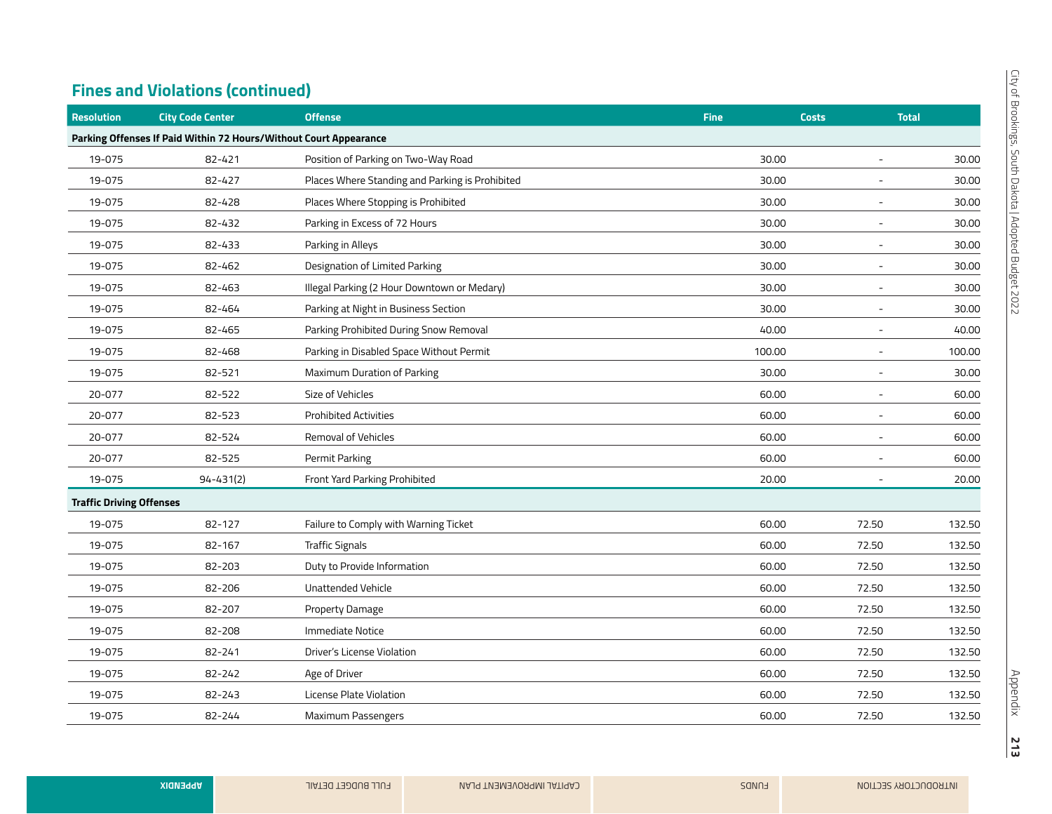## Fines and Violations (continued)

| Resolution | City Code Center | Offense | Fine | Costs | Total |
|---|---|---|---|---|---|
| **Parking Offenses If Paid Within 72 Hours/Without Court Appearance** | | | | | |
| 19-075 | 82-421 | Position of Parking on Two-Way Road | 30.00 | - | 30.00 |
| 19-075 | 82-427 | Places Where Standing and Parking is Prohibited | 30.00 | - | 30.00 |
| 19-075 | 82-428 | Places Where Stopping is Prohibited | 30.00 | - | 30.00 |
| 19-075 | 82-432 | Parking in Excess of 72 Hours | 30.00 | - | 30.00 |
| 19-075 | 82-433 | Parking in Alleys | 30.00 | - | 30.00 |
| 19-075 | 82-462 | Designation of Limited Parking | 30.00 | - | 30.00 |
| 19-075 | 82-463 | Illegal Parking (2 Hour Downtown or Medary) | 30.00 | - | 30.00 |
| 19-075 | 82-464 | Parking at Night in Business Section | 30.00 | - | 30.00 |
| 19-075 | 82-465 | Parking Prohibited During Snow Removal | 40.00 | - | 40.00 |
| 19-075 | 82-468 | Parking in Disabled Space Without Permit | 100.00 | - | 100.00 |
| 19-075 | 82-521 | Maximum Duration of Parking | 30.00 | - | 30.00 |
| 20-077 | 82-522 | Size of Vehicles | 60.00 | - | 60.00 |
| 20-077 | 82-523 | Prohibited Activities | 60.00 | - | 60.00 |
| 20-077 | 82-524 | Removal of Vehicles | 60.00 | - | 60.00 |
| 20-077 | 82-525 | Permit Parking | 60.00 | - | 60.00 |
| 19-075 | 94-431(2) | Front Yard Parking Prohibited | 20.00 | - | 20.00 |
| **Traffic Driving Offenses** | | | | | |
| 19-075 | 82-127 | Failure to Comply with Warning Ticket | 60.00 | 72.50 | 132.50 |
| 19-075 | 82-167 | Traffic Signals | 60.00 | 72.50 | 132.50 |
| 19-075 | 82-203 | Duty to Provide Information | 60.00 | 72.50 | 132.50 |
| 19-075 | 82-206 | Unattended Vehicle | 60.00 | 72.50 | 132.50 |
| 19-075 | 82-207 | Property Damage | 60.00 | 72.50 | 132.50 |
| 19-075 | 82-208 | Immediate Notice | 60.00 | 72.50 | 132.50 |
| 19-075 | 82-241 | Driver's License Violation | 60.00 | 72.50 | 132.50 |
| 19-075 | 82-242 | Age of Driver | 60.00 | 72.50 | 132.50 |
| 19-075 | 82-243 | License Plate Violation | 60.00 | 72.50 | 132.50 |
| 19-075 | 82-244 | Maximum Passengers | 60.00 | 72.50 | 132.50 |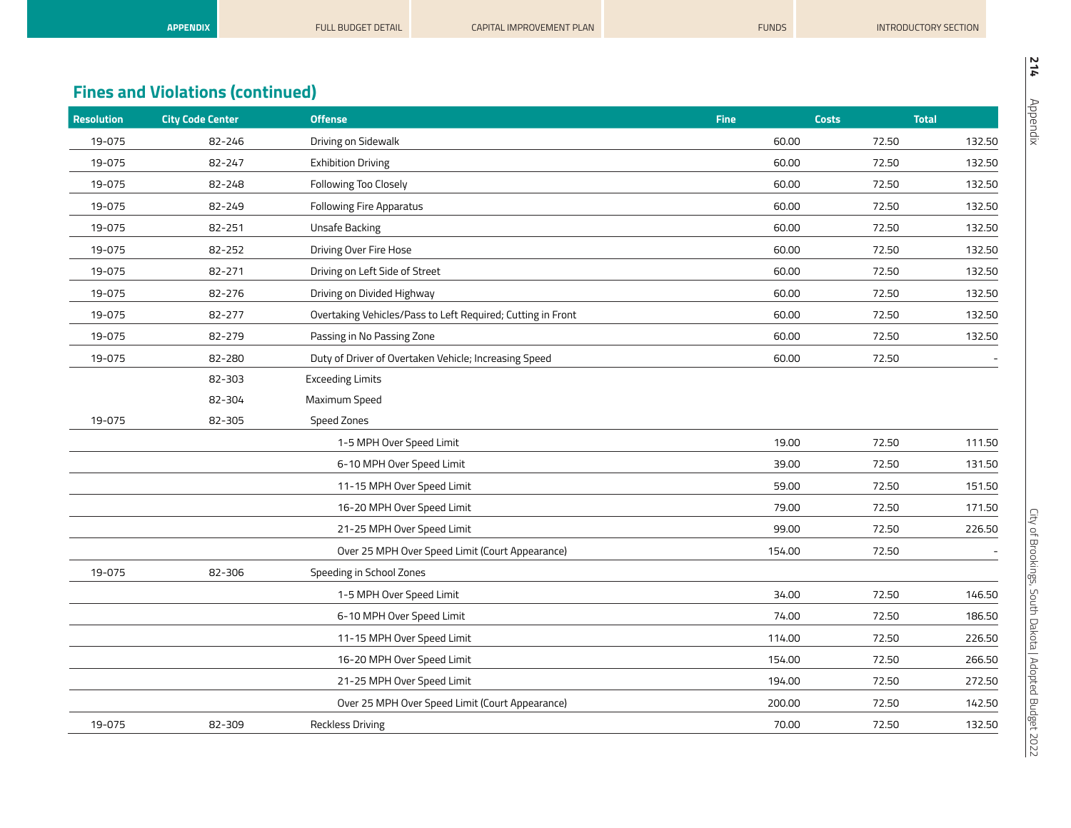## Fines and Violations (continued)

| Resolution | City Code Center | Offense | Fine | Costs | Total |
|---|---|---|---|---|---|
| 19-075 | 82-246 | Driving on Sidewalk | 60.00 | 72.50 | 132.50 |
| 19-075 | 82-247 | Exhibition Driving | 60.00 | 72.50 | 132.50 |
| 19-075 | 82-248 | Following Too Closely | 60.00 | 72.50 | 132.50 |
| 19-075 | 82-249 | Following Fire Apparatus | 60.00 | 72.50 | 132.50 |
| 19-075 | 82-251 | Unsafe Backing | 60.00 | 72.50 | 132.50 |
| 19-075 | 82-252 | Driving Over Fire Hose | 60.00 | 72.50 | 132.50 |
| 19-075 | 82-271 | Driving on Left Side of Street | 60.00 | 72.50 | 132.50 |
| 19-075 | 82-276 | Driving on Divided Highway | 60.00 | 72.50 | 132.50 |
| 19-075 | 82-277 | Overtaking Vehicles/Pass to Left Required; Cutting in Front | 60.00 | 72.50 | 132.50 |
| 19-075 | 82-279 | Passing in No Passing Zone | 60.00 | 72.50 | 132.50 |
| 19-075 | 82-280 | Duty of Driver of Overtaken Vehicle; Increasing Speed | 60.00 | 72.50 | - |
| | 82-303 | Exceeding Limits | | | |
| | 82-304 | Maximum Speed | | | |
| 19-075 | 82-305 | Speed Zones | | | |
| | | 1-5 MPH Over Speed Limit | 19.00 | 72.50 | 111.50 |
| | | 6-10 MPH Over Speed Limit | 39.00 | 72.50 | 131.50 |
| | | 11-15 MPH Over Speed Limit | 59.00 | 72.50 | 151.50 |
| | | 16-20 MPH Over Speed Limit | 79.00 | 72.50 | 171.50 |
| | | 21-25 MPH Over Speed Limit | 99.00 | 72.50 | 226.50 |
| | | Over 25 MPH Over Speed Limit (Court Appearance) | 154.00 | 72.50 | - |
| 19-075 | 82-306 | Speeding in School Zones | | | |
| | | 1-5 MPH Over Speed Limit | 34.00 | 72.50 | 146.50 |
| | | 6-10 MPH Over Speed Limit | 74.00 | 72.50 | 186.50 |
| | | 11-15 MPH Over Speed Limit | 114.00 | 72.50 | 226.50 |
| | | 16-20 MPH Over Speed Limit | 154.00 | 72.50 | 266.50 |
| | | 21-25 MPH Over Speed Limit | 194.00 | 72.50 | 272.50 |
| | | Over 25 MPH Over Speed Limit (Court Appearance) | 200.00 | 72.50 | 142.50 |
| 19-075 | 82-309 | Reckless Driving | 70.00 | 72.50 | 132.50 |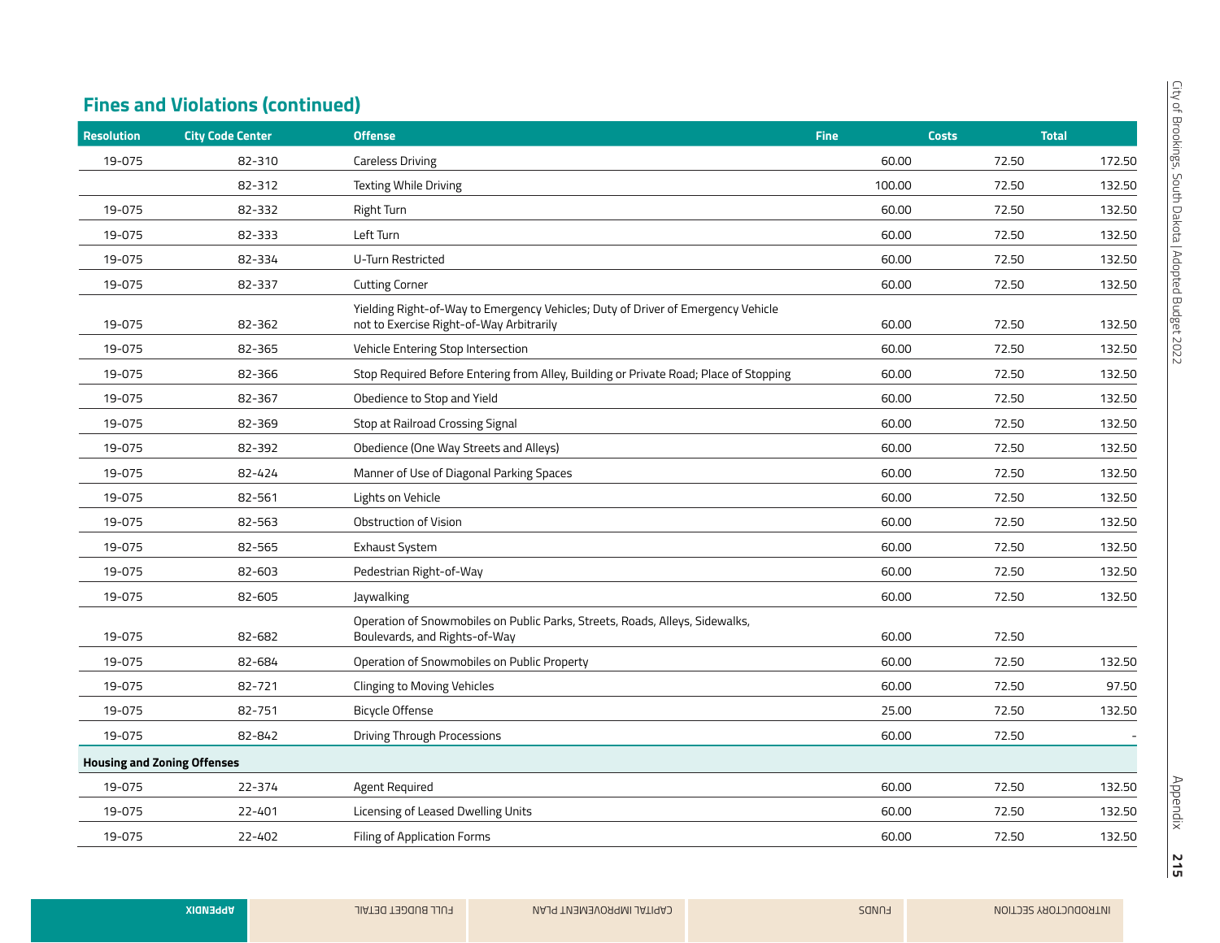## Fines and Violations (continued)

| Resolution | City Code Center | Offense | Fine | Costs | Total |
|---|---|---|---|---|---|
| 19-075 | 82-310 | Careless Driving | 60.00 | 72.50 | 172.50 |
| | 82-312 | Texting While Driving | 100.00 | 72.50 | 132.50 |
| 19-075 | 82-332 | Right Turn | 60.00 | 72.50 | 132.50 |
| 19-075 | 82-333 | Left Turn | 60.00 | 72.50 | 132.50 |
| 19-075 | 82-334 | U-Turn Restricted | 60.00 | 72.50 | 132.50 |
| 19-075 | 82-337 | Cutting Corner | 60.00 | 72.50 | 132.50 |
| 19-075 | 82-362 | Yielding Right-of-Way to Emergency Vehicles; Duty of Driver of Emergency Vehicle not to Exercise Right-of-Way Arbitrarily | 60.00 | 72.50 | 132.50 |
| 19-075 | 82-365 | Vehicle Entering Stop Intersection | 60.00 | 72.50 | 132.50 |
| 19-075 | 82-366 | Stop Required Before Entering from Alley, Building or Private Road; Place of Stopping | 60.00 | 72.50 | 132.50 |
| 19-075 | 82-367 | Obedience to Stop and Yield | 60.00 | 72.50 | 132.50 |
| 19-075 | 82-369 | Stop at Railroad Crossing Signal | 60.00 | 72.50 | 132.50 |
| 19-075 | 82-392 | Obedience (One Way Streets and Alleys) | 60.00 | 72.50 | 132.50 |
| 19-075 | 82-424 | Manner of Use of Diagonal Parking Spaces | 60.00 | 72.50 | 132.50 |
| 19-075 | 82-561 | Lights on Vehicle | 60.00 | 72.50 | 132.50 |
| 19-075 | 82-563 | Obstruction of Vision | 60.00 | 72.50 | 132.50 |
| 19-075 | 82-565 | Exhaust System | 60.00 | 72.50 | 132.50 |
| 19-075 | 82-603 | Pedestrian Right-of-Way | 60.00 | 72.50 | 132.50 |
| 19-075 | 82-605 | Jaywalking | 60.00 | 72.50 | 132.50 |
| 19-075 | 82-682 | Operation of Snowmobiles on Public Parks, Streets, Roads, Alleys, Sidewalks, Boulevards, and Rights-of-Way | 60.00 | 72.50 | |
| 19-075 | 82-684 | Operation of Snowmobiles on Public Property | 60.00 | 72.50 | 132.50 |
| 19-075 | 82-721 | Clinging to Moving Vehicles | 60.00 | 72.50 | 97.50 |
| 19-075 | 82-751 | Bicycle Offense | 25.00 | 72.50 | 132.50 |
| 19-075 | 82-842 | Driving Through Processions | 60.00 | 72.50 | - |
| **Housing and Zoning Offenses** | | | | | |
| 19-075 | 22-374 | Agent Required | 60.00 | 72.50 | 132.50 |
| 19-075 | 22-401 | Licensing of Leased Dwelling Units | 60.00 | 72.50 | 132.50 |
| 19-075 | 22-402 | Filing of Application Forms | 60.00 | 72.50 | 132.50 |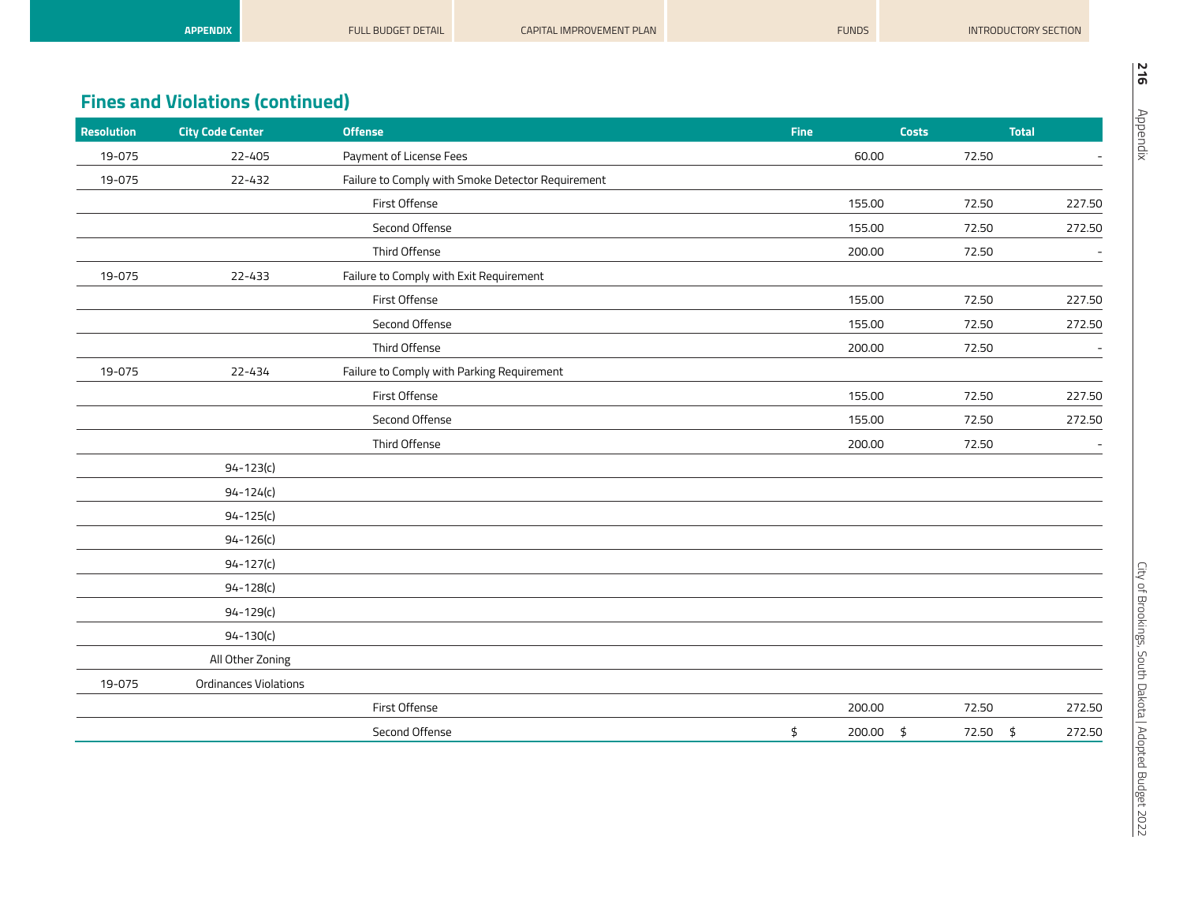## Fines and Violations (continued)

| Resolution | City Code Center | Offense | Fine | Costs | Total |
|---|---|---|---|---|---|
| 19-075 | 22-405 | Payment of License Fees | 60.00 | 72.50 | - |
| 19-075 | 22-432 | Failure to Comply with Smoke Detector Requirement | | | |
| | | First Offense | 155.00 | 72.50 | 227.50 |
| | | Second Offense | 155.00 | 72.50 | 272.50 |
| | | Third Offense | 200.00 | 72.50 | - |
| 19-075 | 22-433 | Failure to Comply with Exit Requirement | | | |
| | | First Offense | 155.00 | 72.50 | 227.50 |
| | | Second Offense | 155.00 | 72.50 | 272.50 |
| | | Third Offense | 200.00 | 72.50 | - |
| 19-075 | 22-434 | Failure to Comply with Parking Requirement | | | |
| | | First Offense | 155.00 | 72.50 | 227.50 |
| | | Second Offense | 155.00 | 72.50 | 272.50 |
| | | Third Offense | 200.00 | 72.50 | - |
| | 94-123(c) | | | | |
| | 94-124(c) | | | | |
| | 94-125(c) | | | | |
| | 94-126(c) | | | | |
| | 94-127(c) | | | | |
| | 94-128(c) | | | | |
| | 94-129(c) | | | | |
| | 94-130(c) | | | | |
| | All Other Zoning | | | | |
| 19-075 | Ordinances Violations | | | | |
| | | First Offense | 200.00 | 72.50 | 272.50 |
| | | Second Offense | $ 200.00 | $ 72.50 | $ 272.50 |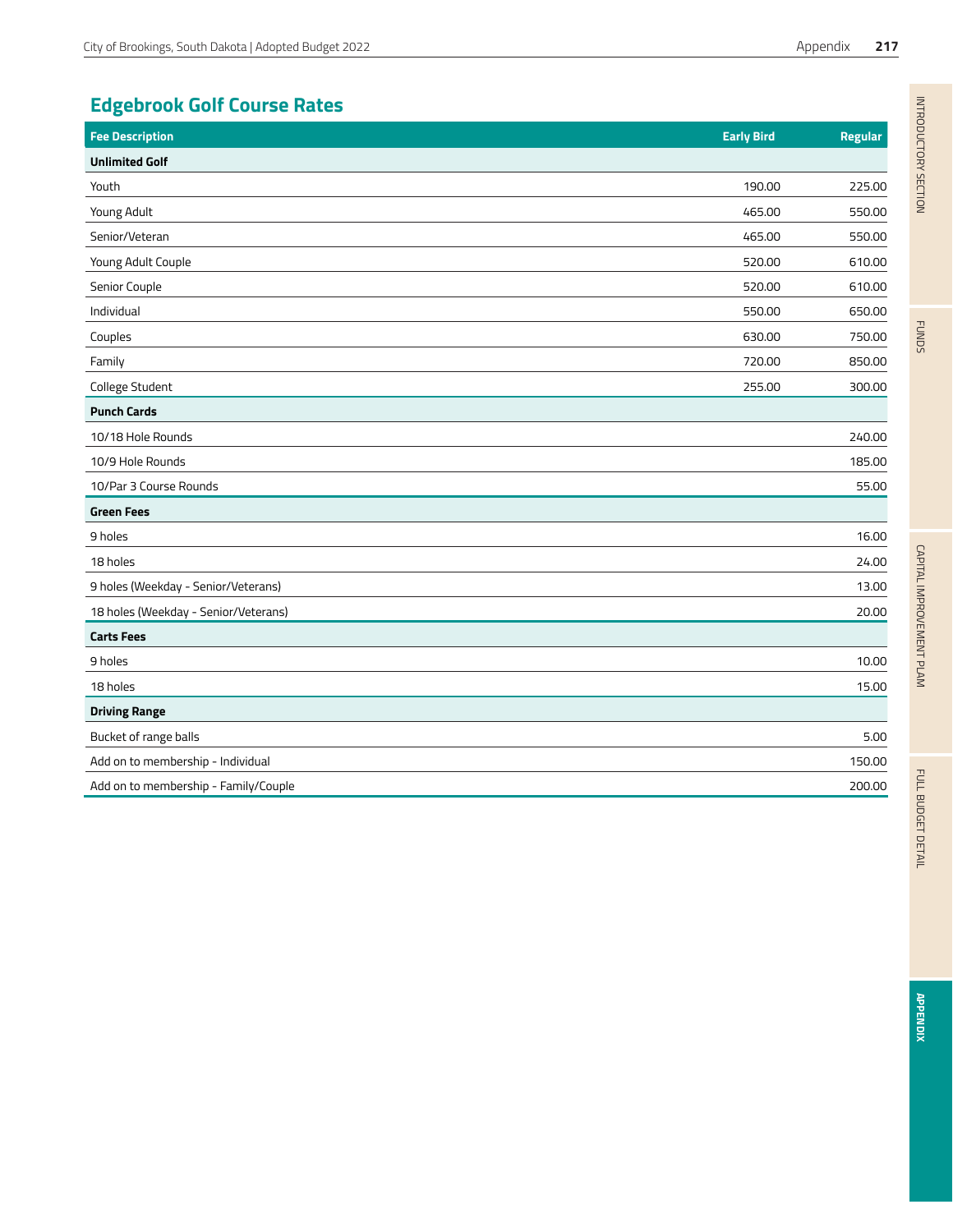## Edgebrook Golf Course Rates

| Fee Description | Early Bird | Regular |
|---|---|---|
| **Unlimited Golf** | | |
| Youth | 190.00 | 225.00 |
| Young Adult | 465.00 | 550.00 |
| Senior/Veteran | 465.00 | 550.00 |
| Young Adult Couple | 520.00 | 610.00 |
| Senior Couple | 520.00 | 610.00 |
| Individual | 550.00 | 650.00 |
| Couples | 630.00 | 750.00 |
| Family | 720.00 | 850.00 |
| College Student | 255.00 | 300.00 |
| **Punch Cards** | | |
| 10/18 Hole Rounds | | 240.00 |
| 10/9 Hole Rounds | | 185.00 |
| 10/Par 3 Course Rounds | | 55.00 |
| **Green Fees** | | |
| 9 holes | | 16.00 |
| 18 holes | | 24.00 |
| 9 holes (Weekday - Senior/Veterans) | | 13.00 |
| 18 holes (Weekday - Senior/Veterans) | | 20.00 |
| **Carts Fees** | | |
| 9 holes | | 10.00 |
| 18 holes | | 15.00 |
| **Driving Range** | | |
| Bucket of range balls | | 5.00 |
| Add on to membership - Individual | | 150.00 |
| Add on to membership - Family/Couple | | 200.00 |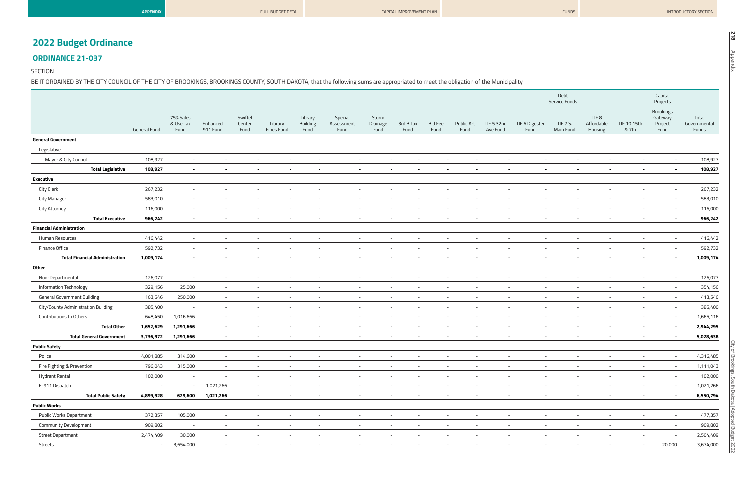# 2022 Budget Ordinance

## ORDINANCE 21-037

SECTION I

BE IT ORDAINED BY THE CITY COUNCIL OF THE CITY OF BROOKINGS, BROOKINGS COUNTY, SOUTH DAKOTA, that the following sums are appropriated to meet the obligation of the Municipality

| | | | | | | | | | | | | | | Debt Service Funds | | | | Capital Projects | |
|---|---|---|---|---|---|---|---|---|---|---|---|---|---|---|---|---|---|---|---|
| | General Fund | 75% Sales & Use Tax Fund | Enhanced 911 Fund | Swiftel Center Fund | Library Fines Fund | Library Building Fund | Special Assessment Fund | Storm Drainage Fund | 3rd B Tax Fund | Bid Fee Fund | Public Art Fund | TIF 5 32nd Ave Fund | TIF 6 Digester Fund | TIF 7 S. Main Fund | TIF 8 Affordable Housing | TIF 10 15th & 7th | Brookings Gateway Project Fund | Total Governmental Funds |
| **General Government** | | | | | | | | | | | | | | | | | | |
| Legislative | | | | | | | | | | | | | | | | | | |
| Mayor & City Council | 108,927 | - | - | - | - | - | - | - | - | - | - | - | - | - | - | - | - | 108,927 |
| **Total Legislative** | **108,927** | **-** | **-** | **-** | **-** | **-** | **-** | **-** | **-** | **-** | **-** | **-** | **-** | **-** | **-** | **-** | **-** | **108,927** |
| **Executive** | | | | | | | | | | | | | | | | | | |
| City Clerk | 267,232 | - | - | - | - | - | - | - | - | - | - | - | - | - | - | - | - | 267,232 |
| City Manager | 583,010 | - | - | - | - | - | - | - | - | - | - | - | - | - | - | - | - | 583,010 |
| City Attorney | 116,000 | - | - | - | - | - | - | - | - | - | - | - | - | - | - | - | - | 116,000 |
| **Total Executive** | **966,242** | **-** | **-** | **-** | **-** | **-** | **-** | **-** | **-** | **-** | **-** | **-** | **-** | **-** | **-** | **-** | **-** | **966,242** |
| **Financial Administration** | | | | | | | | | | | | | | | | | | |
| Human Resources | 416,442 | - | - | - | - | - | - | - | - | - | - | - | - | - | - | - | - | 416,442 |
| Finance Office | 592,732 | - | - | - | - | - | - | - | - | - | - | - | - | - | - | - | - | 592,732 |
| **Total Financial Administration** | **1,009,174** | **-** | **-** | **-** | **-** | **-** | **-** | **-** | **-** | **-** | **-** | **-** | **-** | **-** | **-** | **-** | **-** | **1,009,174** |
| **Other** | | | | | | | | | | | | | | | | | | |
| Non-Departmental | 126,077 | - | - | - | - | - | - | - | - | - | - | - | - | - | - | - | - | 126,077 |
| Information Technology | 329,156 | 25,000 | - | - | - | - | - | - | - | - | - | - | - | - | - | - | - | 354,156 |
| General Government Building | 163,546 | 250,000 | - | - | - | - | - | - | - | - | - | - | - | - | - | - | - | 413,546 |
| City/County Administration Building | 385,400 | - | - | - | - | - | - | - | - | - | - | - | - | - | - | - | - | 385,400 |
| Contributions to Others | 648,450 | 1,016,666 | - | - | - | - | - | - | - | - | - | - | - | - | - | - | - | 1,665,116 |
| **Total Other** | **1,652,629** | **1,291,666** | **-** | **-** | **-** | **-** | **-** | **-** | **-** | **-** | **-** | **-** | **-** | **-** | **-** | **-** | **-** | **2,944,295** |
| **Total General Government** | **3,736,972** | **1,291,666** | **-** | **-** | **-** | **-** | **-** | **-** | **-** | **-** | **-** | **-** | **-** | **-** | **-** | **-** | **-** | **5,028,638** |
| **Public Safety** | | | | | | | | | | | | | | | | | | |
| Police | 4,001,885 | 314,600 | - | - | - | - | - | - | - | - | - | - | - | - | - | - | - | 4,316,485 |
| Fire Fighting & Prevention | 796,043 | 315,000 | - | - | - | - | - | - | - | - | - | - | - | - | - | - | - | 1,111,043 |
| Hydrant Rental | 102,000 | - | - | - | - | - | - | - | - | - | - | - | - | - | - | - | - | 102,000 |
| E-911 Dispatch | - | - | 1,021,266 | - | - | - | - | - | - | - | - | - | - | - | - | - | - | 1,021,266 |
| **Total Public Safety** | **4,899,928** | **629,600** | **1,021,266** | **-** | **-** | **-** | **-** | **-** | **-** | **-** | **-** | **-** | **-** | **-** | **-** | **-** | **-** | **6,550,794** |
| **Public Works** | | | | | | | | | | | | | | | | | | |
| Public Works Department | 372,357 | 105,000 | - | - | - | - | - | - | - | - | - | - | - | - | - | - | - | 477,357 |
| Community Development | 909,802 | - | - | - | - | - | - | - | - | - | - | - | - | - | - | - | - | 909,802 |
| Street Department | 2,474,409 | 30,000 | - | - | - | - | - | - | - | - | - | - | - | - | - | - | - | 2,504,409 |
| Streets | - | 3,654,000 | - | - | - | - | - | - | - | - | - | - | - | - | - | - | 20,000 | 3,674,000 |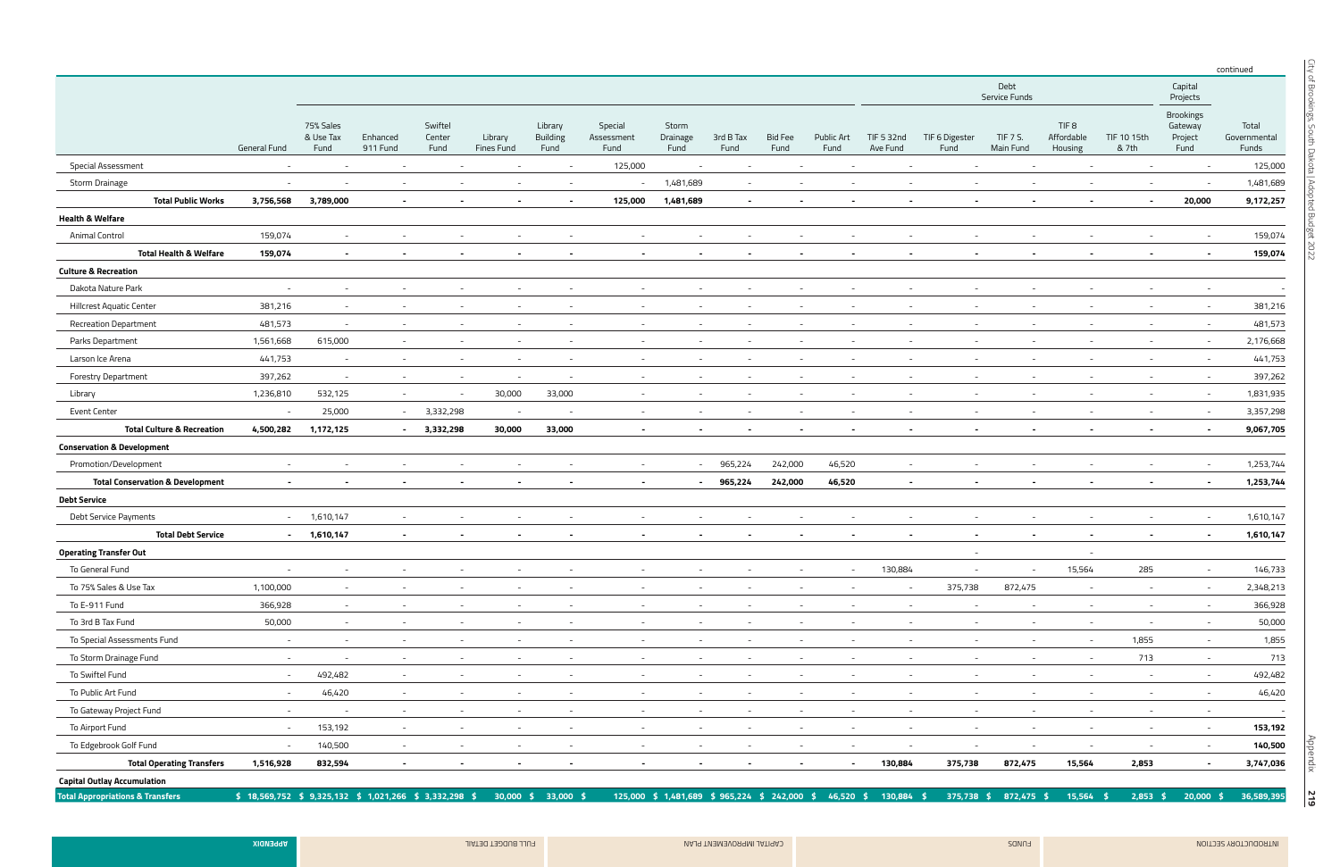continued

| | General Fund | 75% Sales & Use Tax Fund | Enhanced 911 Fund | Swiftel Center Fund | Library Fines Fund | Library Building Fund | Special Assessment Fund | Storm Drainage Fund | 3rd B Tax Fund | Bid Fee Fund | Public Art Fund | TIF 5 32nd Ave Fund | TIF 6 Digester Fund | Debt Service Funds TIF 7 S. Main Fund | TIF 8 Affordable Housing | TIF 10 15th & 7th | Capital Projects Brookings Gateway Project Fund | Total Governmental Funds |
|---|---|---|---|---|---|---|---|---|---|---|---|---|---|---|---|---|---|---|
| Special Assessment | - | - | - | - | - | - | 125,000 | - | - | - | - | - | - | - | - | - | - | 125,000 |
| Storm Drainage | - | - | - | - | - | - | - | 1,481,689 | - | - | - | - | - | - | - | - | - | 1,481,689 |
| **Total Public Works** | **3,756,568** | **3,789,000** | **-** | **-** | **-** | **-** | **125,000** | **1,481,689** | **-** | **-** | **-** | **-** | **-** | **-** | **-** | **-** | **20,000** | **9,172,257** |
| **Health & Welfare** | | | | | | | | | | | | | | | | | | |
| Animal Control | 159,074 | - | - | - | - | - | - | - | - | - | - | - | - | - | - | - | - | 159,074 |
| **Total Health & Welfare** | **159,074** | **-** | **-** | **-** | **-** | **-** | **-** | **-** | **-** | **-** | **-** | **-** | **-** | **-** | **-** | **-** | **-** | **159,074** |
| **Culture & Recreation** | | | | | | | | | | | | | | | | | | |
| Dakota Nature Park | - | - | - | - | - | - | - | - | - | - | - | - | - | - | - | - | - | - |
| Hillcrest Aquatic Center | 381,216 | - | - | - | - | - | - | - | - | - | - | - | - | - | - | - | - | 381,216 |
| Recreation Department | 481,573 | - | - | - | - | - | - | - | - | - | - | - | - | - | - | - | - | 481,573 |
| Parks Department | 1,561,668 | 615,000 | - | - | - | - | - | - | - | - | - | - | - | - | - | - | - | 2,176,668 |
| Larson Ice Arena | 441,753 | - | - | - | - | - | - | - | - | - | - | - | - | - | - | - | - | 441,753 |
| Forestry Department | 397,262 | - | - | - | - | - | - | - | - | - | - | - | - | - | - | - | - | 397,262 |
| Library | 1,236,810 | 532,125 | - | - | 30,000 | 33,000 | - | - | - | - | - | - | - | - | - | - | - | 1,831,935 |
| Event Center | - | 25,000 | - | 3,332,298 | - | - | - | - | - | - | - | - | - | - | - | - | - | 3,357,298 |
| **Total Culture & Recreation** | **4,500,282** | **1,172,125** | **-** | **3,332,298** | **30,000** | **33,000** | **-** | **-** | **-** | **-** | **-** | **-** | **-** | **-** | **-** | **-** | **-** | **9,067,705** |
| **Conservation & Development** | | | | | | | | | | | | | | | | | | |
| Promotion/Development | - | - | - | - | - | - | - | - | 965,224 | 242,000 | 46,520 | - | - | - | - | - | - | 1,253,744 |
| **Total Conservation & Development** | **-** | **-** | **-** | **-** | **-** | **-** | **-** | **-** | **965,224** | **242,000** | **46,520** | **-** | **-** | **-** | **-** | **-** | **-** | **1,253,744** |
| **Debt Service** | | | | | | | | | | | | | | | | | | |
| Debt Service Payments | - | 1,610,147 | - | - | - | - | - | - | - | - | - | - | - | - | - | - | - | 1,610,147 |
| **Total Debt Service** | **-** | **1,610,147** | **-** | **-** | **-** | **-** | **-** | **-** | **-** | **-** | **-** | **-** | **-** | **-** | **-** | **-** | **-** | **1,610,147** |
| **Operating Transfer Out** | | | | | | | | | | | | | | | | | | |
| To General Fund | - | - | - | - | - | - | - | - | - | - | - | 130,884 | - | - | 15,564 | 285 | - | 146,733 |
| To 75% Sales & Use Tax | 1,100,000 | - | - | - | - | - | - | - | - | - | - | - | 375,738 | 872,475 | - | - | - | 2,348,213 |
| To E-911 Fund | 366,928 | - | - | - | - | - | - | - | - | - | - | - | - | - | - | - | - | 366,928 |
| To 3rd B Tax Fund | 50,000 | - | - | - | - | - | - | - | - | - | - | - | - | - | - | - | - | 50,000 |
| To Special Assessments Fund | - | - | - | - | - | - | - | - | - | - | - | - | - | - | - | 1,855 | - | 1,855 |
| To Storm Drainage Fund | - | - | - | - | - | - | - | - | - | - | - | - | - | - | - | 713 | - | 713 |
| To Swiftel Fund | - | 492,482 | - | - | - | - | - | - | - | - | - | - | - | - | - | - | - | 492,482 |
| To Public Art Fund | - | 46,420 | - | - | - | - | - | - | - | - | - | - | - | - | - | - | - | 46,420 |
| To Gateway Project Fund | - | - | - | - | - | - | - | - | - | - | - | - | - | - | - | - | - | - |
| To Airport Fund | - | 153,192 | - | - | - | - | - | - | - | - | - | - | - | - | - | - | - | 153,192 |
| To Edgebrook Golf Fund | - | 140,500 | - | - | - | - | - | - | - | - | - | - | - | - | - | - | - | 140,500 |
| **Total Operating Transfers** | **1,516,928** | **832,594** | **-** | **-** | **-** | **-** | **-** | **-** | **-** | **-** | **-** | **130,884** | **375,738** | **872,475** | **15,564** | **2,853** | **-** | **3,747,036** |
| **Capital Outlay Accumulation** | | | | | | | | | | | | | | | | | | |
| **Total Appropriations & Transfers** | **$ 18,569,752** | **$ 9,325,132** | **$ 1,021,266** | **$ 3,332,298** | **$ 30,000** | **$ 33,000** | **$ 125,000** | **$ 1,481,689** | **$ 965,224** | **$ 242,000** | **$ 46,520** | **$ 130,884** | **$ 375,738** | **$ 872,475** | **$ 15,564** | **$ 2,853** | **$ 20,000** | **$ 36,589,395** |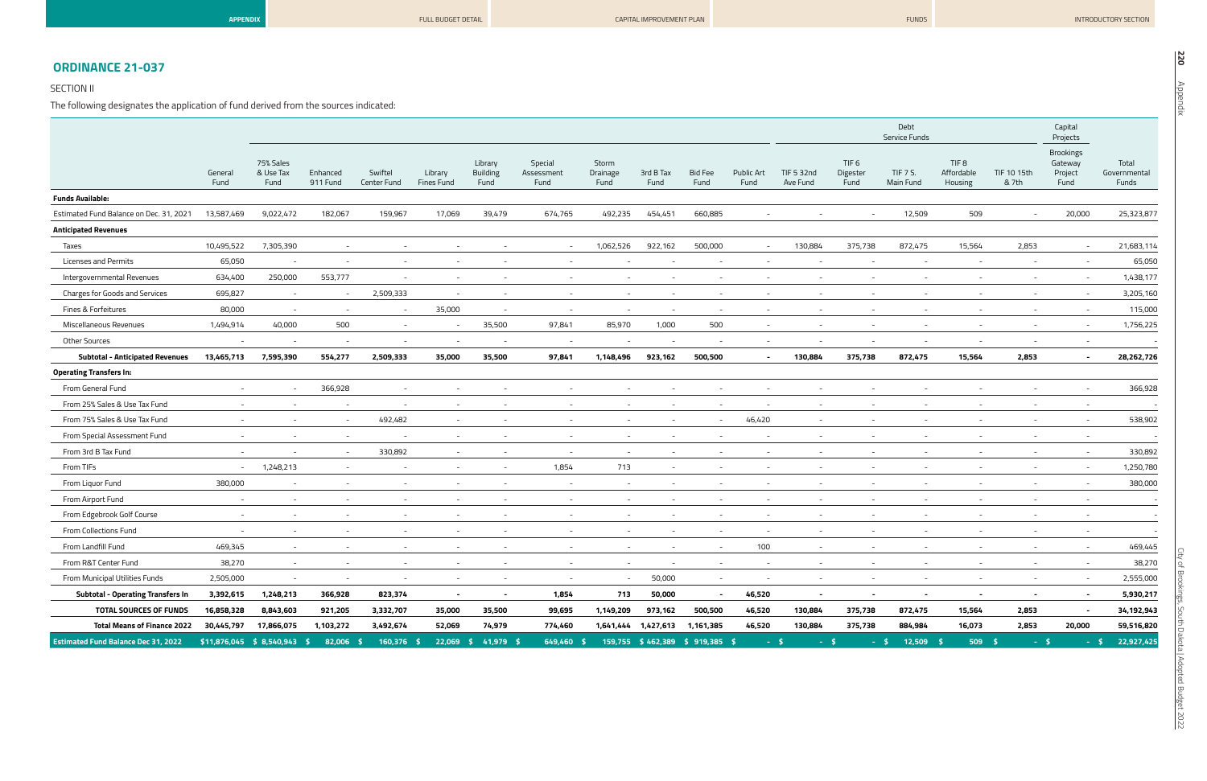## ORDINANCE 21-037

SECTION II

The following designates the application of fund derived from the sources indicated:

| | | | | | | | | | | | | | | Debt Service Funds | | | Capital Projects | |
|---|---|---|---|---|---|---|---|---|---|---|---|---|---|---|---|---|---|---|
| | General Fund | 75% Sales & Use Tax Fund | Enhanced 911 Fund | Swiftel Center Fund | Library Fines Fund | Library Building Fund | Special Assessment Fund | Storm Drainage Fund | 3rd B Tax Fund | Bid Fee Fund | Public Art Fund | TIF 5 32nd Ave Fund | TIF 6 Digester Fund | TIF 7 S. Main Fund | TIF 8 Affordable Housing | TIF 10 15th & 7th | Brookings Gateway Project Fund | Total Governmental Funds |
| **Funds Available:** | | | | | | | | | | | | | | | | | | |
| Estimated Fund Balance on Dec. 31, 2021 | 13,587,469 | 9,022,472 | 182,067 | 159,967 | 17,069 | 39,479 | 674,765 | 492,235 | 454,451 | 660,885 | - | - | - | 12,509 | 509 | - | 20,000 | 25,323,877 |
| **Anticipated Revenues** | | | | | | | | | | | | | | | | | | |
| Taxes | 10,495,522 | 7,305,390 | - | - | - | - | - | 1,062,526 | 922,162 | 500,000 | - | 130,884 | 375,738 | 872,475 | 15,564 | 2,853 | - | 21,683,114 |
| Licenses and Permits | 65,050 | - | - | - | - | - | - | - | - | - | - | - | - | - | - | - | - | 65,050 |
| Intergovernmental Revenues | 634,400 | 250,000 | 553,777 | - | - | - | - | - | - | - | - | - | - | - | - | - | - | 1,438,177 |
| Charges for Goods and Services | 695,827 | - | - | 2,509,333 | - | - | - | - | - | - | - | - | - | - | - | - | - | 3,205,160 |
| Fines & Forfeitures | 80,000 | - | - | - | 35,000 | - | - | - | - | - | - | - | - | - | - | - | - | 115,000 |
| Miscellaneous Revenues | 1,494,914 | 40,000 | 500 | - | - | 35,500 | 97,841 | 85,970 | 1,000 | 500 | - | - | - | - | - | - | - | 1,756,225 |
| Other Sources | - | - | - | - | - | - | - | - | - | - | - | - | - | - | - | - | - | - |
| **Subtotal - Anticipated Revenues** | **13,465,713** | **7,595,390** | **554,277** | **2,509,333** | **35,000** | **35,500** | **97,841** | **1,148,496** | **923,162** | **500,500** | **-** | **130,884** | **375,738** | **872,475** | **15,564** | **2,853** | **-** | **28,262,726** |
| **Operating Transfers In:** | | | | | | | | | | | | | | | | | | |
| From General Fund | - | - | 366,928 | - | - | - | - | - | - | - | - | - | - | - | - | - | - | 366,928 |
| From 25% Sales & Use Tax Fund | - | - | - | - | - | - | - | - | - | - | - | - | - | - | - | - | - | - |
| From 75% Sales & Use Tax Fund | - | - | - | 492,482 | - | - | - | - | - | - | 46,420 | - | - | - | - | - | - | 538,902 |
| From Special Assessment Fund | - | - | - | - | - | - | - | - | - | - | - | - | - | - | - | - | - | - |
| From 3rd B Tax Fund | - | - | - | 330,892 | - | - | - | - | - | - | - | - | - | - | - | - | - | 330,892 |
| From TIFs | - | 1,248,213 | - | - | - | - | 1,854 | 713 | - | - | - | - | - | - | - | - | - | 1,250,780 |
| From Liquor Fund | 380,000 | - | - | - | - | - | - | - | - | - | - | - | - | - | - | - | - | 380,000 |
| From Airport Fund | - | - | - | - | - | - | - | - | - | - | - | - | - | - | - | - | - | - |
| From Edgebrook Golf Course | - | - | - | - | - | - | - | - | - | - | - | - | - | - | - | - | - | - |
| From Collections Fund | - | - | - | - | - | - | - | - | - | - | - | - | - | - | - | - | - | - |
| From Landfill Fund | 469,345 | - | - | - | - | - | - | - | - | - | 100 | - | - | - | - | - | - | 469,445 |
| From R&T Center Fund | 38,270 | - | - | - | - | - | - | - | - | - | - | - | - | - | - | - | - | 38,270 |
| From Municipal Utilities Funds | 2,505,000 | - | - | - | - | - | - | - | 50,000 | - | - | - | - | - | - | - | - | 2,555,000 |
| **Subtotal - Operating Transfers In** | **3,392,615** | **1,248,213** | **366,928** | **823,374** | **-** | **-** | **1,854** | **713** | **50,000** | **-** | **46,520** | **-** | **-** | **-** | **-** | **-** | **-** | **5,930,217** |
| **TOTAL SOURCES OF FUNDS** | **16,858,328** | **8,843,603** | **921,205** | **3,332,707** | **35,000** | **35,500** | **99,695** | **1,149,209** | **973,162** | **500,500** | **46,520** | **130,884** | **375,738** | **872,475** | **15,564** | **2,853** | **-** | **34,192,943** |
| **Total Means of Finance 2022** | **30,445,797** | **17,866,075** | **1,103,272** | **3,492,674** | **52,069** | **74,979** | **774,460** | **1,641,444** | **1,427,613** | **1,161,385** | **46,520** | **130,884** | **375,738** | **884,984** | **16,073** | **2,853** | **20,000** | **59,516,820** |
| **Estimated Fund Balance Dec 31, 2022** | **$11,876,045** | **$ 8,540,943** | **$ 82,006** | **$ 160,376** | **$ 22,069** | **$ 41,979** | **$ 649,460** | **$ 159,755** | **$ 462,389** | **$ 919,385** | **$ -** | **$ -** | **$ -** | **$ 12,509** | **$ 509** | **$ -** | **$ -** | **$ 22,927,425** |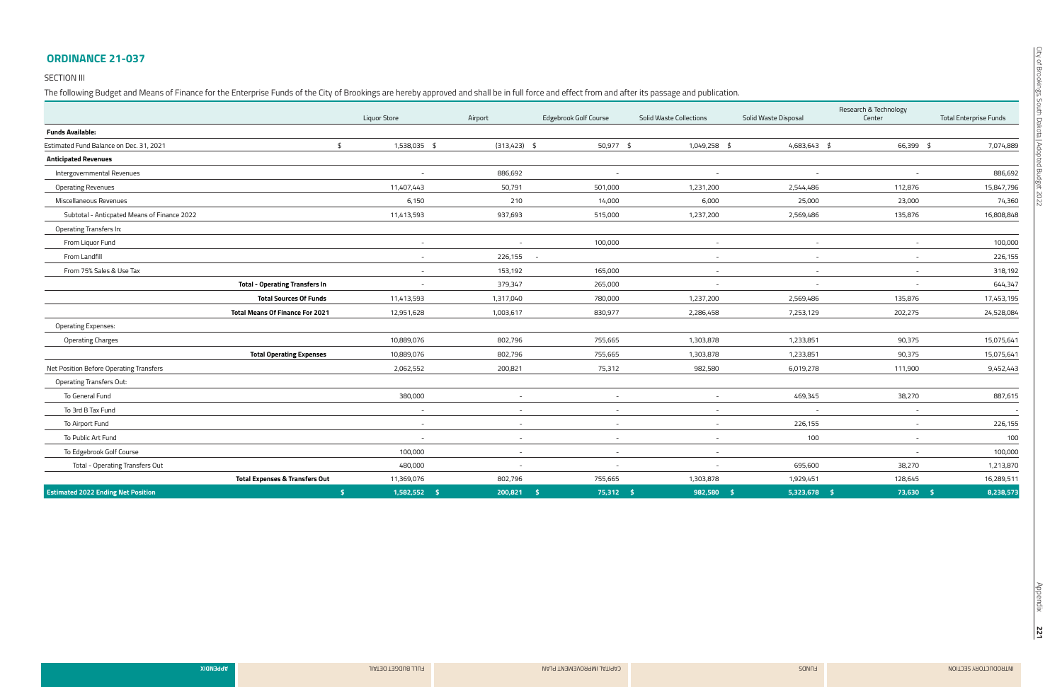## ORDINANCE 21-037

SECTION III

The following Budget and Means of Finance for the Enterprise Funds of the City of Brookings are hereby approved and shall be in full force and effect from and after its passage and publication.

| | Liquor Store | Airport | Edgebrook Golf Course | Solid Waste Collections | Solid Waste Disposal | Research & Technology Center | Total Enterprise Funds |
|---|---|---|---|---|---|---|---|
| **Funds Available:** | | | | | | | |
| Estimated Fund Balance on Dec. 31, 2021 | $ 1,538,035 | $ (313,423) | $ 50,977 | $ 1,049,258 | $ 4,683,643 | $ 66,399 | $ 7,074,889 |
| **Anticipated Revenues** | | | | | | | |
| Intergovernmental Revenues | - | 886,692 | - | - | - | - | 886,692 |
| Operating Revenues | 11,407,443 | 50,791 | 501,000 | 1,231,200 | 2,544,486 | 112,876 | 15,847,796 |
| Miscellaneous Revenues | 6,150 | 210 | 14,000 | 6,000 | 25,000 | 23,000 | 74,360 |
| Subtotal - Anticpated Means of Finance 2022 | 11,413,593 | 937,693 | 515,000 | 1,237,200 | 2,569,486 | 135,876 | 16,808,848 |
| Operating Transfers In: | | | | | | | |
| From Liquor Fund | - | - | 100,000 | - | - | - | 100,000 |
| From Landfill | - | 226,155 | - | - | - | - | 226,155 |
| From 75% Sales & Use Tax | - | 153,192 | 165,000 | - | - | - | 318,192 |
| **Total - Operating Transfers In** | - | 379,347 | 265,000 | - | - | - | 644,347 |
| **Total Sources Of Funds** | 11,413,593 | 1,317,040 | 780,000 | 1,237,200 | 2,569,486 | 135,876 | 17,453,195 |
| **Total Means Of Finance For 2021** | 12,951,628 | 1,003,617 | 830,977 | 2,286,458 | 7,253,129 | 202,275 | 24,528,084 |
| Operating Expenses: | | | | | | | |
| Operating Charges | 10,889,076 | 802,796 | 755,665 | 1,303,878 | 1,233,851 | 90,375 | 15,075,641 |
| **Total Operating Expenses** | 10,889,076 | 802,796 | 755,665 | 1,303,878 | 1,233,851 | 90,375 | 15,075,641 |
| Net Position Before Operating Transfers | 2,062,552 | 200,821 | 75,312 | 982,580 | 6,019,278 | 111,900 | 9,452,443 |
| Operating Transfers Out: | | | | | | | |
| To General Fund | 380,000 | - | - | - | 469,345 | 38,270 | 887,615 |
| To 3rd B Tax Fund | - | - | - | - | - | - | - |
| To Airport Fund | - | - | - | - | 226,155 | - | 226,155 |
| To Public Art Fund | - | - | - | - | 100 | - | 100 |
| To Edgebrook Golf Course | 100,000 | - | - | - | | - | 100,000 |
| Total - Operating Transfers Out | 480,000 | - | - | - | 695,600 | 38,270 | 1,213,870 |
| **Total Expenses & Transfers Out** | 11,369,076 | 802,796 | 755,665 | 1,303,878 | 1,929,451 | 128,645 | 16,289,511 |
| **Estimated 2022 Ending Net Position** | **$ 1,582,552** | **$ 200,821** | **$ 75,312** | **$ 982,580** | **$ 5,323,678** | **$ 73,630** | **$ 8,238,573** |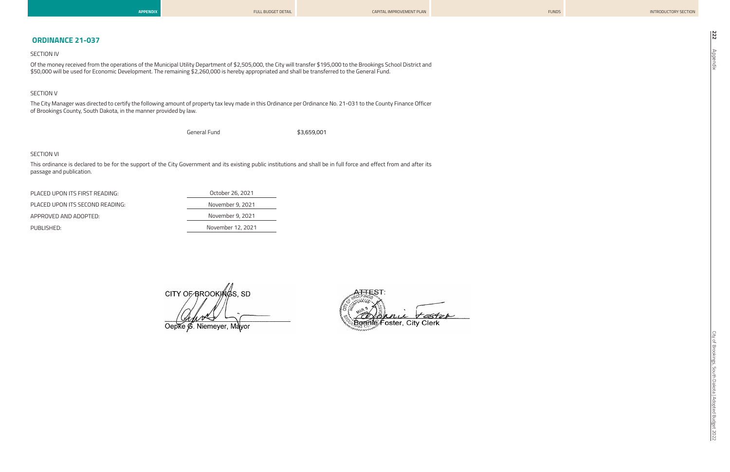## ORDINANCE 21-037

SECTION IV

Of the money received from the operations of the Municipal Utility Department of $2,505,000, the City will transfer $195,000 to the Brookings School District and $50,000 will be used for Economic Development. The remaining $2,260,000 is hereby appropriated and shall be transferred to the General Fund.

SECTION V

The City Manager was directed to certify the following amount of property tax levy made in this Ordinance per Ordinance No. 21-031 to the County Finance Officer of Brookings County, South Dakota, in the manner provided by law.

| | |
|---|---|
| General Fund | $3,659,001 |

SECTION VI

This ordinance is declared to be for the support of the City Government and its existing public institutions and shall be in full force and effect from and after its passage and publication.

| | |
|---|---|
| PLACED UPON ITS FIRST READING: | October 26, 2021 |
| PLACED UPON ITS SECOND READING: | November 9, 2021 |
| APPROVED AND ADOPTED: | November 9, 2021 |
| PUBLISHED: | November 12, 2021 |

CITY OF BROOKINGS, SD

Oepke G. Niemeyer, Mayor

ATTEST:

Bonnie Foster, City Clerk